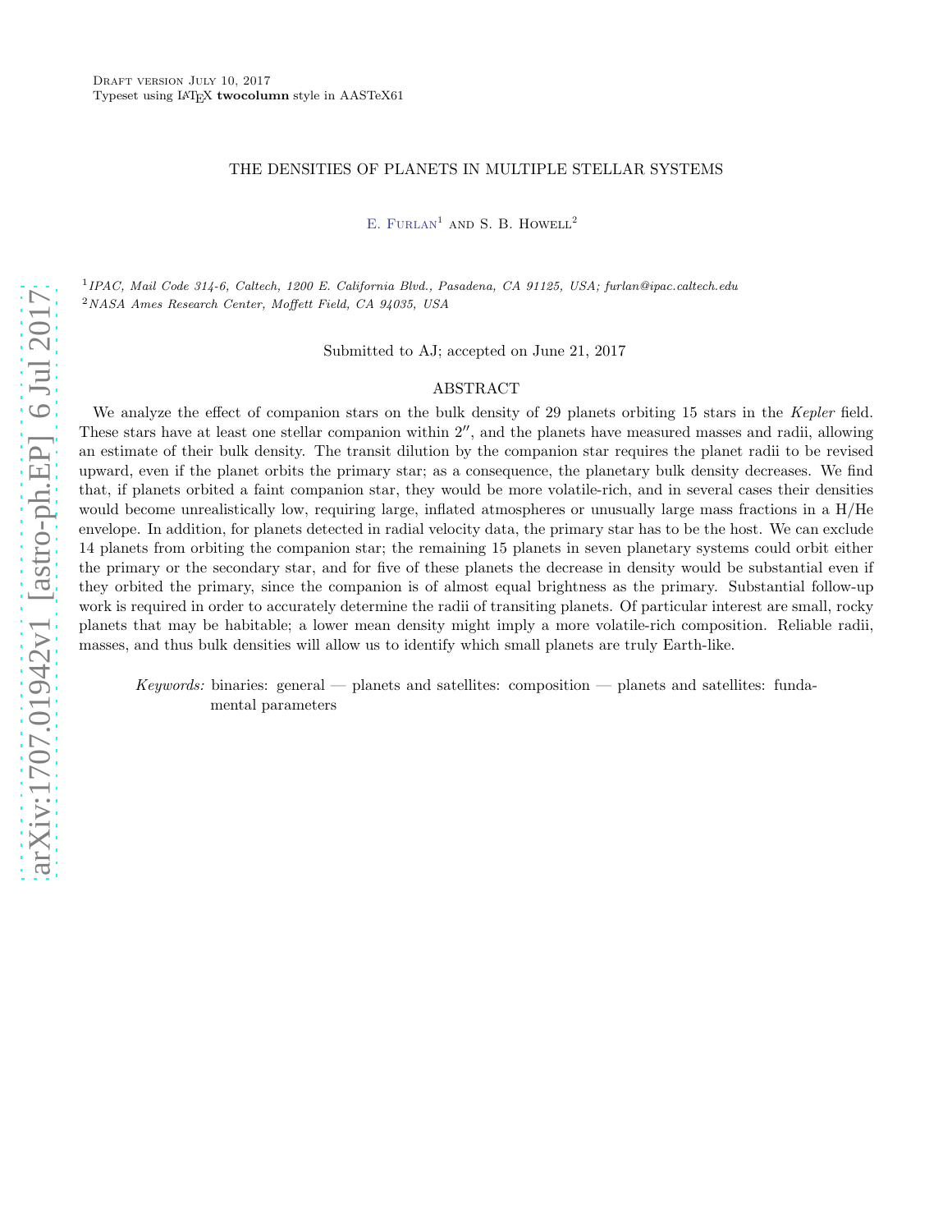Draft version July 10, 2017
Typeset using LaTeX **twocolumn** style in AASTeX61

# THE DENSITIES OF PLANETS IN MULTIPLE STELLAR SYSTEMS

E. Furlan[1] and S. B. Howell[2]

[1]*IPAC, Mail Code 314-6, Caltech, 1200 E. California Blvd., Pasadena, CA 91125, USA; furlan@ipac.caltech.edu*
[2]*NASA Ames Research Center, Moffett Field, CA 94035, USA*

Submitted to AJ; accepted on June 21, 2017

## ABSTRACT

We analyze the effect of companion stars on the bulk density of 29 planets orbiting 15 stars in the *Kepler* field. These stars have at least one stellar companion within $2''$, and the planets have measured masses and radii, allowing an estimate of their bulk density. The transit dilution by the companion star requires the planet radii to be revised upward, even if the planet orbits the primary star; as a consequence, the planetary bulk density decreases. We find that, if planets orbited a faint companion star, they would be more volatile-rich, and in several cases their densities would become unrealistically low, requiring large, inflated atmospheres or unusually large mass fractions in a H/He envelope. In addition, for planets detected in radial velocity data, the primary star has to be the host. We can exclude 14 planets from orbiting the companion star; the remaining 15 planets in seven planetary systems could orbit either the primary or the secondary star, and for five of these planets the decrease in density would be substantial even if they orbited the primary, since the companion is of almost equal brightness as the primary. Substantial follow-up work is required in order to accurately determine the radii of transiting planets. Of particular interest are small, rocky planets that may be habitable; a lower mean density might imply a more volatile-rich composition. Reliable radii, masses, and thus bulk densities will allow us to identify which small planets are truly Earth-like.

*Keywords:* binaries: general — planets and satellites: composition — planets and satellites: fundamental parameters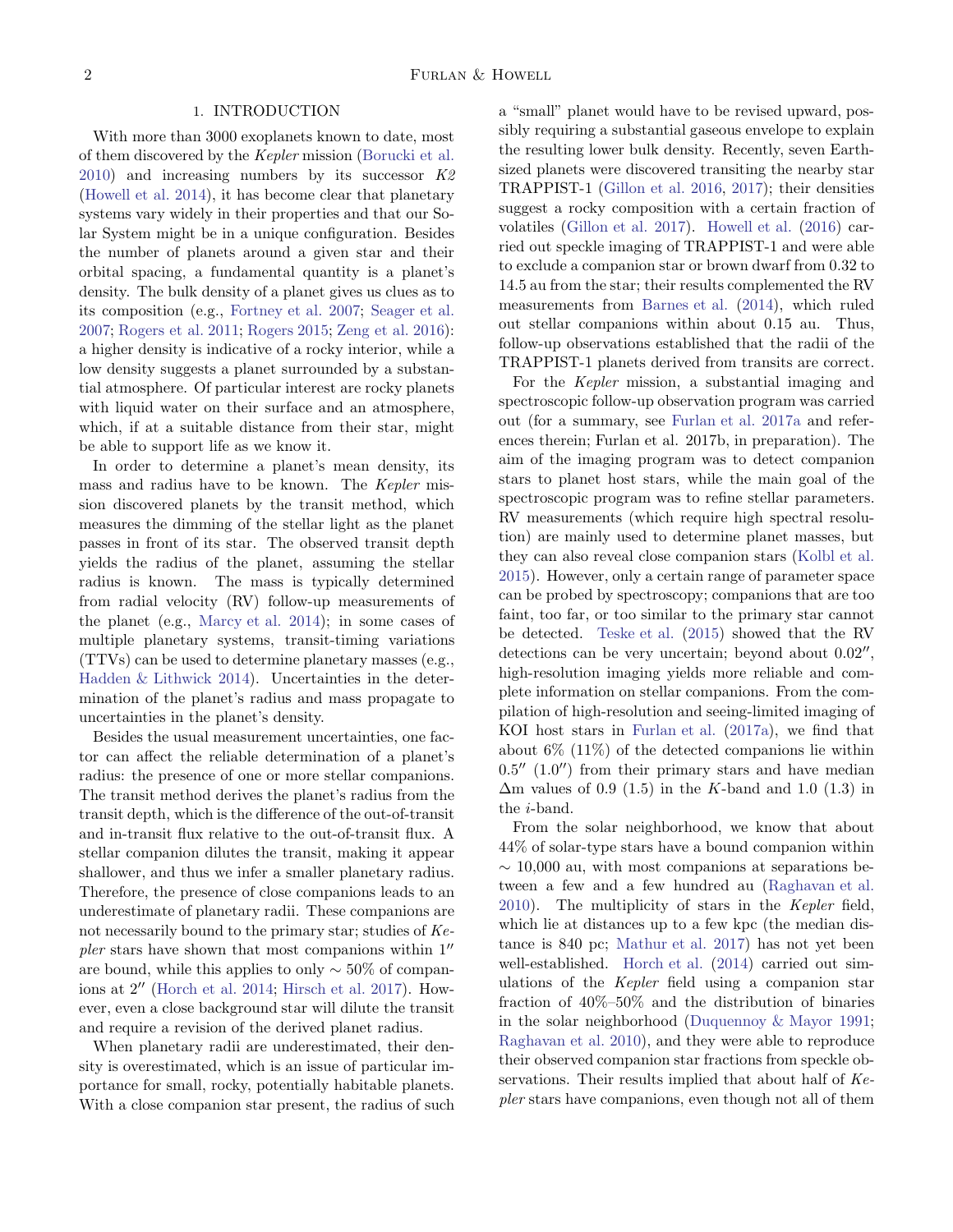## 1. INTRODUCTION

With more than 3000 exoplanets known to date, most of them discovered by the *Kepler* mission (Borucki et al. 2010) and increasing numbers by its successor *K2* (Howell et al. 2014), it has become clear that planetary systems vary widely in their properties and that our Solar System might be in a unique configuration. Besides the number of planets around a given star and their orbital spacing, a fundamental quantity is a planet's density. The bulk density of a planet gives us clues as to its composition (e.g., Fortney et al. 2007; Seager et al. 2007; Rogers et al. 2011; Rogers 2015; Zeng et al. 2016): a higher density is indicative of a rocky interior, while a low density suggests a planet surrounded by a substantial atmosphere. Of particular interest are rocky planets with liquid water on their surface and an atmosphere, which, if at a suitable distance from their star, might be able to support life as we know it.

In order to determine a planet's mean density, its mass and radius have to be known. The *Kepler* mission discovered planets by the transit method, which measures the dimming of the stellar light as the planet passes in front of its star. The observed transit depth yields the radius of the planet, assuming the stellar radius is known. The mass is typically determined from radial velocity (RV) follow-up measurements of the planet (e.g., Marcy et al. 2014); in some cases of multiple planetary systems, transit-timing variations (TTVs) can be used to determine planetary masses (e.g., Hadden & Lithwick 2014). Uncertainties in the determination of the planet's radius and mass propagate to uncertainties in the planet's density.

Besides the usual measurement uncertainties, one factor can affect the reliable determination of a planet's radius: the presence of one or more stellar companions. The transit method derives the planet's radius from the transit depth, which is the difference of the out-of-transit and in-transit flux relative to the out-of-transit flux. A stellar companion dilutes the transit, making it appear shallower, and thus we infer a smaller planetary radius. Therefore, the presence of close companions leads to an underestimate of planetary radii. These companions are not necessarily bound to the primary star; studies of *Kepler* stars have shown that most companions within $1''$ are bound, while this applies to only $\sim 50\%$ of companions at $2''$ (Horch et al. 2014; Hirsch et al. 2017). However, even a close background star will dilute the transit and require a revision of the derived planet radius.

When planetary radii are underestimated, their density is overestimated, which is an issue of particular importance for small, rocky, potentially habitable planets. With a close companion star present, the radius of such a "small" planet would have to be revised upward, possibly requiring a substantial gaseous envelope to explain the resulting lower bulk density. Recently, seven Earth-sized planets were discovered transiting the nearby star TRAPPIST-1 (Gillon et al. 2016, 2017); their densities suggest a rocky composition with a certain fraction of volatiles (Gillon et al. 2017). Howell et al. (2016) carried out speckle imaging of TRAPPIST-1 and were able to exclude a companion star or brown dwarf from 0.32 to 14.5 au from the star; their results complemented the RV measurements from Barnes et al. (2014), which ruled out stellar companions within about 0.15 au. Thus, follow-up observations established that the radii of the TRAPPIST-1 planets derived from transits are correct.

For the *Kepler* mission, a substantial imaging and spectroscopic follow-up observation program was carried out (for a summary, see Furlan et al. 2017a and references therein; Furlan et al. 2017b, in preparation). The aim of the imaging program was to detect companion stars to planet host stars, while the main goal of the spectroscopic program was to refine stellar parameters. RV measurements (which require high spectral resolution) are mainly used to determine planet masses, but they can also reveal close companion stars (Kolbl et al. 2015). However, only a certain range of parameter space can be probed by spectroscopy; companions that are too faint, too far, or too similar to the primary star cannot be detected. Teske et al. (2015) showed that the RV detections can be very uncertain; beyond about $0.02''$, high-resolution imaging yields more reliable and complete information on stellar companions. From the compilation of high-resolution and seeing-limited imaging of KOI host stars in Furlan et al. (2017a), we find that about 6% (11%) of the detected companions lie within $0.5''$ ($1.0''$) from their primary stars and have median $\Delta$m values of 0.9 (1.5) in the $K$-band and 1.0 (1.3) in the $i$-band.

From the solar neighborhood, we know that about 44% of solar-type stars have a bound companion within $\sim 10{,}000$ au, with most companions at separations between a few and a few hundred au (Raghavan et al. 2010). The multiplicity of stars in the *Kepler* field, which lie at distances up to a few kpc (the median distance is 840 pc; Mathur et al. 2017) has not yet been well-established. Horch et al. (2014) carried out simulations of the *Kepler* field using a companion star fraction of 40%–50% and the distribution of binaries in the solar neighborhood (Duquennoy & Mayor 1991; Raghavan et al. 2010), and they were able to reproduce their observed companion star fractions from speckle observations. Their results implied that about half of *Kepler* stars have companions, even though not all of them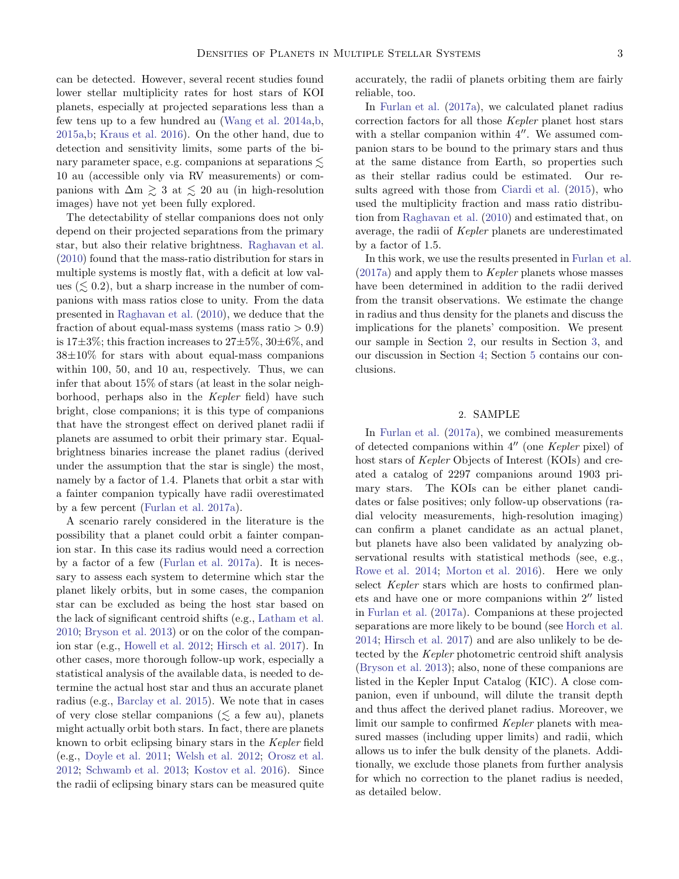can be detected. However, several recent studies found lower stellar multiplicity rates for host stars of KOI planets, especially at projected separations less than a few tens up to a few hundred au (Wang et al. 2014a,b, 2015a,b; Kraus et al. 2016). On the other hand, due to detection and sensitivity limits, some parts of the binary parameter space, e.g. companions at separations $\lesssim$ 10 au (accessible only via RV measurements) or companions with $\Delta$m $\gtrsim$ 3 at $\lesssim$ 20 au (in high-resolution images) have not yet been fully explored.

The detectability of stellar companions does not only depend on their projected separations from the primary star, but also their relative brightness. Raghavan et al. (2010) found that the mass-ratio distribution for stars in multiple systems is mostly flat, with a deficit at low values ($\lesssim$ 0.2), but a sharp increase in the number of companions with mass ratios close to unity. From the data presented in Raghavan et al. (2010), we deduce that the fraction of about equal-mass systems (mass ratio > 0.9) is 17±3%; this fraction increases to 27±5%, 30±6%, and 38±10% for stars with about equal-mass companions within 100, 50, and 10 au, respectively. Thus, we can infer that about 15% of stars (at least in the solar neighborhood, perhaps also in the *Kepler* field) have such bright, close companions; it is this type of companions that have the strongest effect on derived planet radii if planets are assumed to orbit their primary star. Equal-brightness binaries increase the planet radius (derived under the assumption that the star is single) the most, namely by a factor of 1.4. Planets that orbit a star with a fainter companion typically have radii overestimated by a few percent (Furlan et al. 2017a).

A scenario rarely considered in the literature is the possibility that a planet could orbit a fainter companion star. In this case its radius would need a correction by a factor of a few (Furlan et al. 2017a). It is necessary to assess each system to determine which star the planet likely orbits, but in some cases, the companion star can be excluded as being the host star based on the lack of significant centroid shifts (e.g., Latham et al. 2010; Bryson et al. 2013) or on the color of the companion star (e.g., Howell et al. 2012; Hirsch et al. 2017). In other cases, more thorough follow-up work, especially a statistical analysis of the available data, is needed to determine the actual host star and thus an accurate planet radius (e.g., Barclay et al. 2015). We note that in cases of very close stellar companions ($\lesssim$ a few au), planets might actually orbit both stars. In fact, there are planets known to orbit eclipsing binary stars in the *Kepler* field (e.g., Doyle et al. 2011; Welsh et al. 2012; Orosz et al. 2012; Schwamb et al. 2013; Kostov et al. 2016). Since the radii of eclipsing binary stars can be measured quite accurately, the radii of planets orbiting them are fairly reliable, too.

In Furlan et al. (2017a), we calculated planet radius correction factors for all those *Kepler* planet host stars with a stellar companion within 4″. We assumed companion stars to be bound to the primary stars and thus at the same distance from Earth, so properties such as their stellar radius could be estimated. Our results agreed with those from Ciardi et al. (2015), who used the multiplicity fraction and mass ratio distribution from Raghavan et al. (2010) and estimated that, on average, the radii of *Kepler* planets are underestimated by a factor of 1.5.

In this work, we use the results presented in Furlan et al. (2017a) and apply them to *Kepler* planets whose masses have been determined in addition to the radii derived from the transit observations. We estimate the change in radius and thus density for the planets and discuss the implications for the planets' composition. We present our sample in Section 2, our results in Section 3, and our discussion in Section 4; Section 5 contains our conclusions.

## 2. SAMPLE

In Furlan et al. (2017a), we combined measurements of detected companions within 4″ (one *Kepler* pixel) of host stars of *Kepler* Objects of Interest (KOIs) and created a catalog of 2297 companions around 1903 primary stars. The KOIs can be either planet candidates or false positives; only follow-up observations (radial velocity measurements, high-resolution imaging) can confirm a planet candidate as an actual planet, but planets have also been validated by analyzing observational results with statistical methods (see, e.g., Rowe et al. 2014; Morton et al. 2016). Here we only select *Kepler* stars which are hosts to confirmed planets and have one or more companions within 2″ listed in Furlan et al. (2017a). Companions at these projected separations are more likely to be bound (see Horch et al. 2014; Hirsch et al. 2017) and are also unlikely to be detected by the *Kepler* photometric centroid shift analysis (Bryson et al. 2013); also, none of these companions are listed in the Kepler Input Catalog (KIC). A close companion, even if unbound, will dilute the transit depth and thus affect the derived planet radius. Moreover, we limit our sample to confirmed *Kepler* planets with measured masses (including upper limits) and radii, which allows us to infer the bulk density of the planets. Additionally, we exclude those planets from further analysis for which no correction to the planet radius is needed, as detailed below.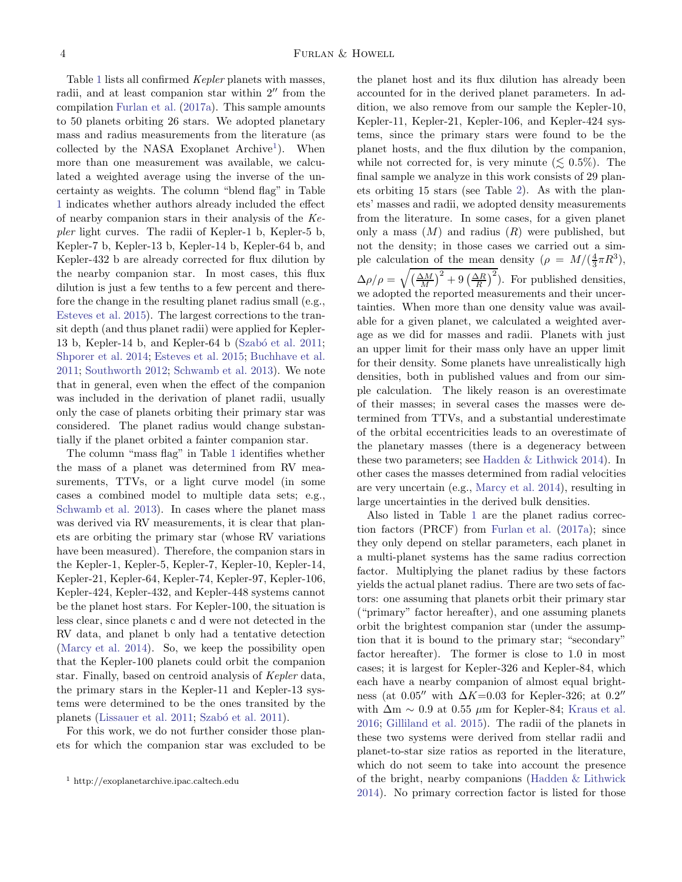Table 1 lists all confirmed *Kepler* planets with masses, radii, and at least companion star within 2″ from the compilation Furlan et al. (2017a). This sample amounts to 50 planets orbiting 26 stars. We adopted planetary mass and radius measurements from the literature (as collected by the NASA Exoplanet Archive[1]). When more than one measurement was available, we calculated a weighted average using the inverse of the uncertainty as weights. The column "blend flag" in Table 1 indicates whether authors already included the effect of nearby companion stars in their analysis of the *Kepler* light curves. The radii of Kepler-1 b, Kepler-5 b, Kepler-7 b, Kepler-13 b, Kepler-14 b, Kepler-64 b, and Kepler-432 b are already corrected for flux dilution by the nearby companion star. In most cases, this flux dilution is just a few tenths to a few percent and therefore the change in the resulting planet radius small (e.g., Esteves et al. 2015). The largest corrections to the transit depth (and thus planet radii) were applied for Kepler-13 b, Kepler-14 b, and Kepler-64 b (Szabó et al. 2011; Shporer et al. 2014; Esteves et al. 2015; Buchhave et al. 2011; Southworth 2012; Schwamb et al. 2013). We note that in general, even when the effect of the companion was included in the derivation of planet radii, usually only the case of planets orbiting their primary star was considered. The planet radius would change substantially if the planet orbited a fainter companion star.

The column "mass flag" in Table 1 identifies whether the mass of a planet was determined from RV measurements, TTVs, or a light curve model (in some cases a combined model to multiple data sets; e.g., Schwamb et al. 2013). In cases where the planet mass was derived via RV measurements, it is clear that planets are orbiting the primary star (whose RV variations have been measured). Therefore, the companion stars in the Kepler-1, Kepler-5, Kepler-7, Kepler-10, Kepler-14, Kepler-21, Kepler-64, Kepler-74, Kepler-97, Kepler-106, Kepler-424, Kepler-432, and Kepler-448 systems cannot be the planet host stars. For Kepler-100, the situation is less clear, since planets c and d were not detected in the RV data, and planet b only had a tentative detection (Marcy et al. 2014). So, we keep the possibility open that the Kepler-100 planets could orbit the companion star. Finally, based on centroid analysis of *Kepler* data, the primary stars in the Kepler-11 and Kepler-13 systems were determined to be the ones transited by the planets (Lissauer et al. 2011; Szabó et al. 2011).

For this work, we do not further consider those planets for which the companion star was excluded to be the planet host and its flux dilution has already been accounted for in the derived planet parameters. In addition, we also remove from our sample the Kepler-10, Kepler-11, Kepler-21, Kepler-106, and Kepler-424 systems, since the primary stars were found to be the planet hosts, and the flux dilution by the companion, while not corrected for, is very minute ($\lesssim 0.5\%$). The final sample we analyze in this work consists of 29 planets orbiting 15 stars (see Table 2). As with the planets' masses and radii, we adopted density measurements from the literature. In some cases, for a given planet only a mass ($M$) and radius ($R$) were published, but not the density; in those cases we carried out a simple calculation of the mean density ($\rho = M/(\frac{4}{3}\pi R^3)$, $\Delta\rho/\rho = \sqrt{\left(\frac{\Delta M}{M}\right)^2 + 9\left(\frac{\Delta R}{R}\right)^2}$). For published densities, we adopted the reported measurements and their uncertainties. When more than one density value was available for a given planet, we calculated a weighted average as we did for masses and radii. Planets with just an upper limit for their mass only have an upper limit for their density. Some planets have unrealistically high densities, both in published values and from our simple calculation. The likely reason is an overestimate of their masses; in several cases the masses were determined from TTVs, and a substantial underestimate of the orbital eccentricities leads to an overestimate of the planetary masses (there is a degeneracy between these two parameters; see Hadden & Lithwick 2014). In other cases the masses determined from radial velocities are very uncertain (e.g., Marcy et al. 2014), resulting in large uncertainties in the derived bulk densities.

Also listed in Table 1 are the planet radius correction factors (PRCF) from Furlan et al. (2017a); since they only depend on stellar parameters, each planet in a multi-planet systems has the same radius correction factor. Multiplying the planet radius by these factors yields the actual planet radius. There are two sets of factors: one assuming that planets orbit their primary star ("primary" factor hereafter), and one assuming planets orbit the brightest companion star (under the assumption that it is bound to the primary star; "secondary" factor hereafter). The former is close to 1.0 in most cases; it is largest for Kepler-326 and Kepler-84, which each have a nearby companion of almost equal brightness (at 0.05″ with $\Delta K$=0.03 for Kepler-326; at 0.2″ with $\Delta$m $\sim$ 0.9 at 0.55 $\mu$m for Kepler-84; Kraus et al. 2016; Gilliland et al. 2015). The radii of the planets in these two systems were derived from stellar radii and planet-to-star size ratios as reported in the literature, which do not seem to take into account the presence of the bright, nearby companions (Hadden & Lithwick 2014). No primary correction factor is listed for those

[1] http://exoplanetarchive.ipac.caltech.edu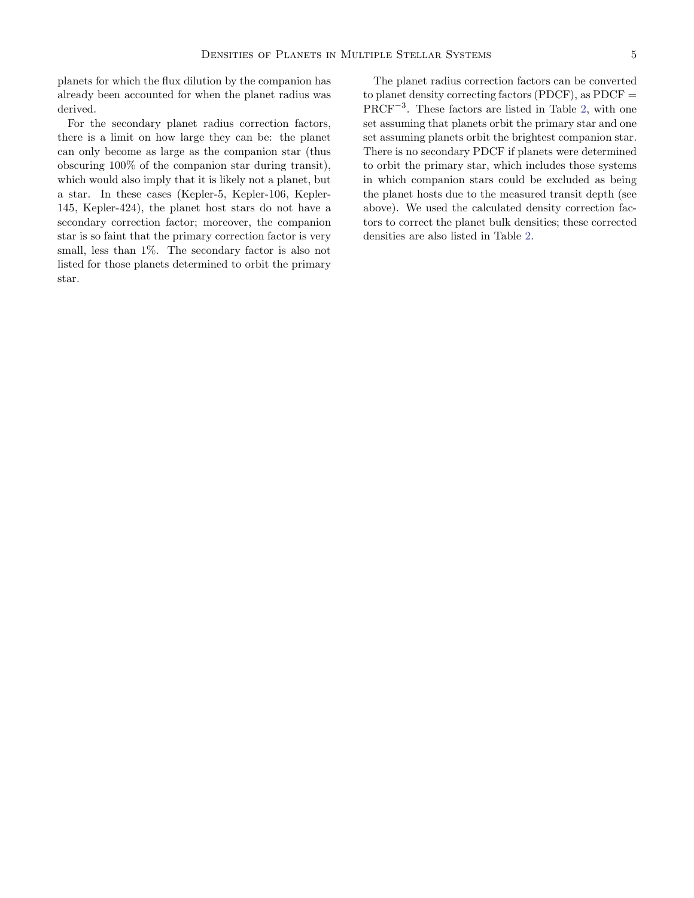planets for which the flux dilution by the companion has already been accounted for when the planet radius was derived.

For the secondary planet radius correction factors, there is a limit on how large they can be: the planet can only become as large as the companion star (thus obscuring 100% of the companion star during transit), which would also imply that it is likely not a planet, but a star. In these cases (Kepler-5, Kepler-106, Kepler-145, Kepler-424), the planet host stars do not have a secondary correction factor; moreover, the companion star is so faint that the primary correction factor is very small, less than 1%. The secondary factor is also not listed for those planets determined to orbit the primary star.

The planet radius correction factors can be converted to planet density correcting factors (PDCF), as PDCF = $\mathrm{PRCF}^{-3}$. These factors are listed in Table 2, with one set assuming that planets orbit the primary star and one set assuming planets orbit the brightest companion star. There is no secondary PDCF if planets were determined to orbit the primary star, which includes those systems in which companion stars could be excluded as being the planet hosts due to the measured transit depth (see above). We used the calculated density correction factors to correct the planet bulk densities; these corrected densities are also listed in Table 2.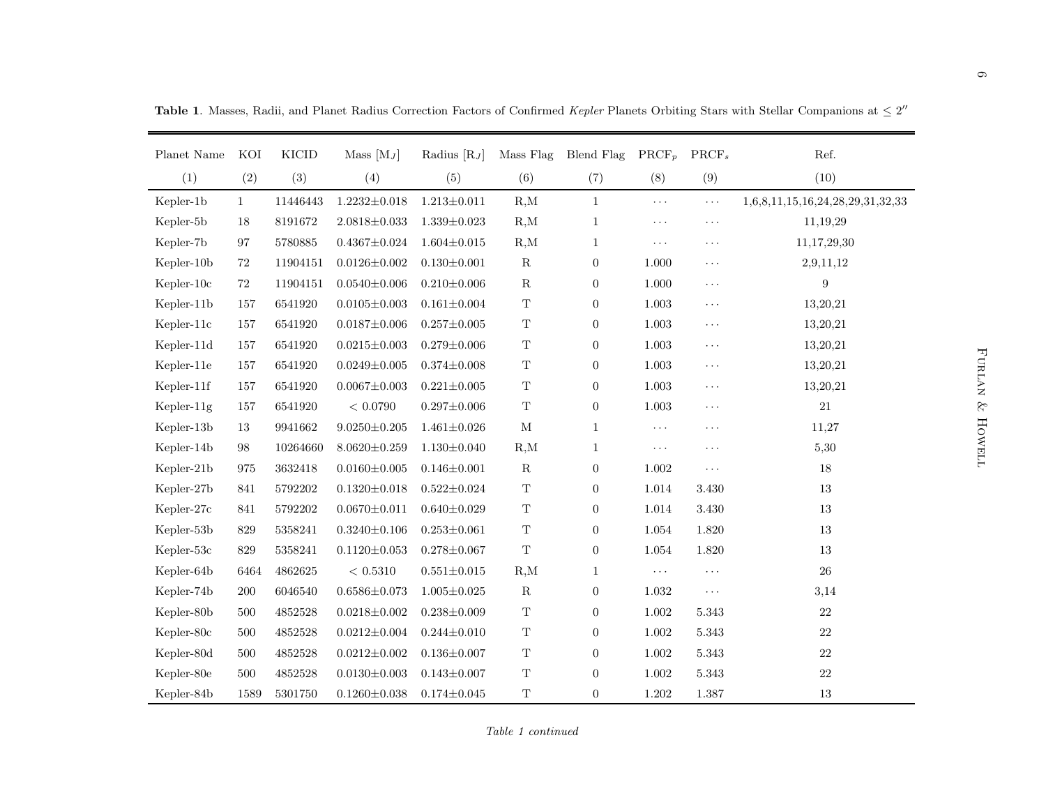**Table 1**. Masses, Radii, and Planet Radius Correction Factors of Confirmed *Kepler* Planets Orbiting Stars with Stellar Companions at $\leq 2''$

| Planet Name | KOI | KICID | Mass [M$_J$] | Radius [R$_J$] | Mass Flag | Blend Flag | PRCF$_p$ | PRCF$_s$ | Ref. |
|---|---|---|---|---|---|---|---|---|---|
| (1) | (2) | (3) | (4) | (5) | (6) | (7) | (8) | (9) | (10) |
| Kepler-1b | 1 | 11446443 | 1.2232±0.018 | 1.213±0.011 | R,M | 1 | ··· | ··· | 1,6,8,11,15,16,24,28,29,31,32,33 |
| Kepler-5b | 18 | 8191672 | 2.0818±0.033 | 1.339±0.023 | R,M | 1 | ··· | ··· | 11,19,29 |
| Kepler-7b | 97 | 5780885 | 0.4367±0.024 | 1.604±0.015 | R,M | 1 | ··· | ··· | 11,17,29,30 |
| Kepler-10b | 72 | 11904151 | 0.0126±0.002 | 0.130±0.001 | R | 0 | 1.000 | ··· | 2,9,11,12 |
| Kepler-10c | 72 | 11904151 | 0.0540±0.006 | 0.210±0.006 | R | 0 | 1.000 | ··· | 9 |
| Kepler-11b | 157 | 6541920 | 0.0105±0.003 | 0.161±0.004 | T | 0 | 1.003 | ··· | 13,20,21 |
| Kepler-11c | 157 | 6541920 | 0.0187±0.006 | 0.257±0.005 | T | 0 | 1.003 | ··· | 13,20,21 |
| Kepler-11d | 157 | 6541920 | 0.0215±0.003 | 0.279±0.006 | T | 0 | 1.003 | ··· | 13,20,21 |
| Kepler-11e | 157 | 6541920 | 0.0249±0.005 | 0.374±0.008 | T | 0 | 1.003 | ··· | 13,20,21 |
| Kepler-11f | 157 | 6541920 | 0.0067±0.003 | 0.221±0.005 | T | 0 | 1.003 | ··· | 13,20,21 |
| Kepler-11g | 157 | 6541920 | $< 0.0790$ | 0.297±0.006 | T | 0 | 1.003 | ··· | 21 |
| Kepler-13b | 13 | 9941662 | 9.0250±0.205 | 1.461±0.026 | M | 1 | ··· | ··· | 11,27 |
| Kepler-14b | 98 | 10264660 | 8.0620±0.259 | 1.130±0.040 | R,M | 1 | ··· | ··· | 5,30 |
| Kepler-21b | 975 | 3632418 | 0.0160±0.005 | 0.146±0.001 | R | 0 | 1.002 | ··· | 18 |
| Kepler-27b | 841 | 5792202 | 0.1320±0.018 | 0.522±0.024 | T | 0 | 1.014 | 3.430 | 13 |
| Kepler-27c | 841 | 5792202 | 0.0670±0.011 | 0.640±0.029 | T | 0 | 1.014 | 3.430 | 13 |
| Kepler-53b | 829 | 5358241 | 0.3240±0.106 | 0.253±0.061 | T | 0 | 1.054 | 1.820 | 13 |
| Kepler-53c | 829 | 5358241 | 0.1120±0.053 | 0.278±0.067 | T | 0 | 1.054 | 1.820 | 13 |
| Kepler-64b | 6464 | 4862625 | $< 0.5310$ | 0.551±0.015 | R,M | 1 | ··· | ··· | 26 |
| Kepler-74b | 200 | 6046540 | 0.6586±0.073 | 1.005±0.025 | R | 0 | 1.032 | ··· | 3,14 |
| Kepler-80b | 500 | 4852528 | 0.0218±0.002 | 0.238±0.009 | T | 0 | 1.002 | 5.343 | 22 |
| Kepler-80c | 500 | 4852528 | 0.0212±0.004 | 0.244±0.010 | T | 0 | 1.002 | 5.343 | 22 |
| Kepler-80d | 500 | 4852528 | 0.0212±0.002 | 0.136±0.007 | T | 0 | 1.002 | 5.343 | 22 |
| Kepler-80e | 500 | 4852528 | 0.0130±0.003 | 0.143±0.007 | T | 0 | 1.002 | 5.343 | 22 |
| Kepler-84b | 1589 | 5301750 | 0.1260±0.038 | 0.174±0.045 | T | 0 | 1.202 | 1.387 | 13 |

*Table 1 continued*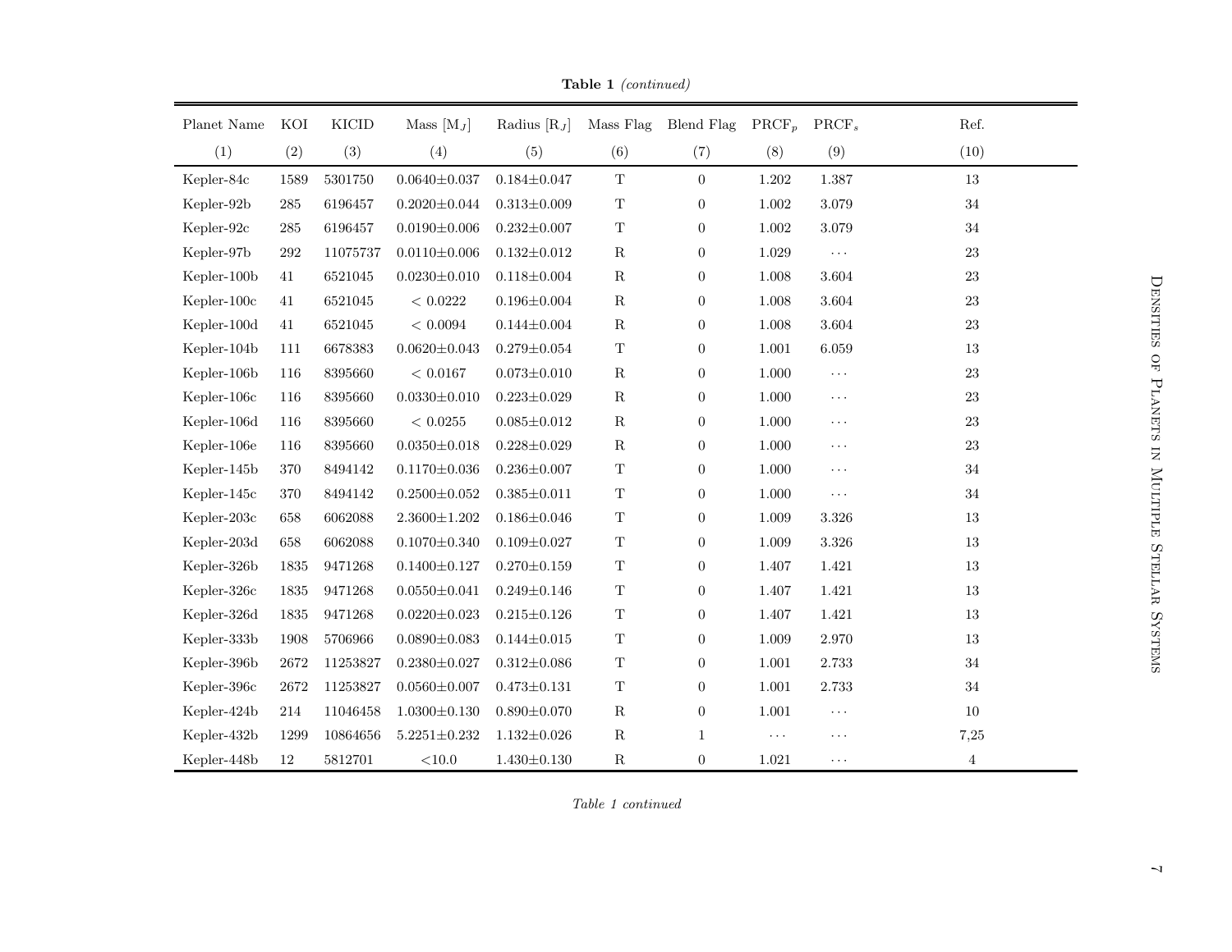**Table 1** *(continued)*

| Planet Name | KOI | KICID | Mass [$M_J$] | Radius [$R_J$] | Mass Flag | Blend Flag | PRCF$_p$ | PRCF$_s$ | Ref. |
|---|---|---|---|---|---|---|---|---|---|
| (1) | (2) | (3) | (4) | (5) | (6) | (7) | (8) | (9) | (10) |
| Kepler-84c | 1589 | 5301750 | 0.0640±0.037 | 0.184±0.047 | T | 0 | 1.202 | 1.387 | 13 |
| Kepler-92b | 285 | 6196457 | 0.2020±0.044 | 0.313±0.009 | T | 0 | 1.002 | 3.079 | 34 |
| Kepler-92c | 285 | 6196457 | 0.0190±0.006 | 0.232±0.007 | T | 0 | 1.002 | 3.079 | 34 |
| Kepler-97b | 292 | 11075737 | 0.0110±0.006 | 0.132±0.012 | R | 0 | 1.029 | ··· | 23 |
| Kepler-100b | 41 | 6521045 | 0.0230±0.010 | 0.118±0.004 | R | 0 | 1.008 | 3.604 | 23 |
| Kepler-100c | 41 | 6521045 | < 0.0222 | 0.196±0.004 | R | 0 | 1.008 | 3.604 | 23 |
| Kepler-100d | 41 | 6521045 | < 0.0094 | 0.144±0.004 | R | 0 | 1.008 | 3.604 | 23 |
| Kepler-104b | 111 | 6678383 | 0.0620±0.043 | 0.279±0.054 | T | 0 | 1.001 | 6.059 | 13 |
| Kepler-106b | 116 | 8395660 | < 0.0167 | 0.073±0.010 | R | 0 | 1.000 | ··· | 23 |
| Kepler-106c | 116 | 8395660 | 0.0330±0.010 | 0.223±0.029 | R | 0 | 1.000 | ··· | 23 |
| Kepler-106d | 116 | 8395660 | < 0.0255 | 0.085±0.012 | R | 0 | 1.000 | ··· | 23 |
| Kepler-106e | 116 | 8395660 | 0.0350±0.018 | 0.228±0.029 | R | 0 | 1.000 | ··· | 23 |
| Kepler-145b | 370 | 8494142 | 0.1170±0.036 | 0.236±0.007 | T | 0 | 1.000 | ··· | 34 |
| Kepler-145c | 370 | 8494142 | 0.2500±0.052 | 0.385±0.011 | T | 0 | 1.000 | ··· | 34 |
| Kepler-203c | 658 | 6062088 | 2.3600±1.202 | 0.186±0.046 | T | 0 | 1.009 | 3.326 | 13 |
| Kepler-203d | 658 | 6062088 | 0.1070±0.340 | 0.109±0.027 | T | 0 | 1.009 | 3.326 | 13 |
| Kepler-326b | 1835 | 9471268 | 0.1400±0.127 | 0.270±0.159 | T | 0 | 1.407 | 1.421 | 13 |
| Kepler-326c | 1835 | 9471268 | 0.0550±0.041 | 0.249±0.146 | T | 0 | 1.407 | 1.421 | 13 |
| Kepler-326d | 1835 | 9471268 | 0.0220±0.023 | 0.215±0.126 | T | 0 | 1.407 | 1.421 | 13 |
| Kepler-333b | 1908 | 5706966 | 0.0890±0.083 | 0.144±0.015 | T | 0 | 1.009 | 2.970 | 13 |
| Kepler-396b | 2672 | 11253827 | 0.2380±0.027 | 0.312±0.086 | T | 0 | 1.001 | 2.733 | 34 |
| Kepler-396c | 2672 | 11253827 | 0.0560±0.007 | 0.473±0.131 | T | 0 | 1.001 | 2.733 | 34 |
| Kepler-424b | 214 | 11046458 | 1.0300±0.130 | 0.890±0.070 | R | 0 | 1.001 | ··· | 10 |
| Kepler-432b | 1299 | 10864656 | 5.2251±0.232 | 1.132±0.026 | R | 1 | ··· | ··· | 7,25 |
| Kepler-448b | 12 | 5812701 | <10.0 | 1.430±0.130 | R | 0 | 1.021 | ··· | 4 |

*Table 1 continued*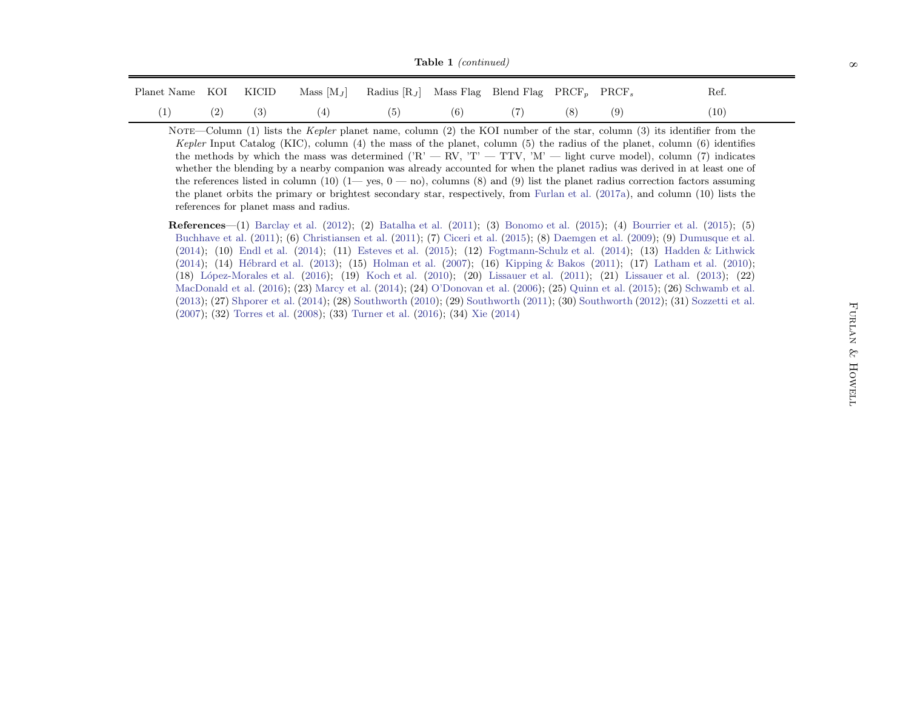**Table 1** *(continued)*

| Planet Name | KOI | KICID | Mass [$M_J$] | Radius [$R_J$] | Mass Flag | Blend Flag | PRCF$_p$ | PRCF$_s$ | Ref. |
|---|---|---|---|---|---|---|---|---|---|
| (1) | (2) | (3) | (4) | (5) | (6) | (7) | (8) | (9) | (10) |

Note—Column (1) lists the *Kepler* planet name, column (2) the KOI number of the star, column (3) its identifier from the *Kepler* Input Catalog (KIC), column (4) the mass of the planet, column (5) the radius of the planet, column (6) identifies the methods by which the mass was determined ('R' — RV, 'T' — TTV, 'M' — light curve model), column (7) indicates whether the blending by a nearby companion was already accounted for when the planet radius was derived in at least one of the references listed in column (10) (1— yes, 0 — no), columns (8) and (9) list the planet radius correction factors assuming the planet orbits the primary or brightest secondary star, respectively, from Furlan et al. (2017a), and column (10) lists the references for planet mass and radius.

**References**—(1) Barclay et al. (2012); (2) Batalha et al. (2011); (3) Bonomo et al. (2015); (4) Bourrier et al. (2015); (5) Buchhave et al. (2011); (6) Christiansen et al. (2011); (7) Ciceri et al. (2015); (8) Daemgen et al. (2009); (9) Dumusque et al. (2014); (10) Endl et al. (2014); (11) Esteves et al. (2015); (12) Fogtmann-Schulz et al. (2014); (13) Hadden & Lithwick (2014); (14) Hébrard et al. (2013); (15) Holman et al. (2007); (16) Kipping & Bakos (2011); (17) Latham et al. (2010); (18) López-Morales et al. (2016); (19) Koch et al. (2010); (20) Lissauer et al. (2011); (21) Lissauer et al. (2013); (22) MacDonald et al. (2016); (23) Marcy et al. (2014); (24) O'Donovan et al. (2006); (25) Quinn et al. (2015); (26) Schwamb et al. (2013); (27) Shporer et al. (2014); (28) Southworth (2010); (29) Southworth (2011); (30) Southworth (2012); (31) Sozzetti et al. (2007); (32) Torres et al. (2008); (33) Turner et al. (2016); (34) Xie (2014)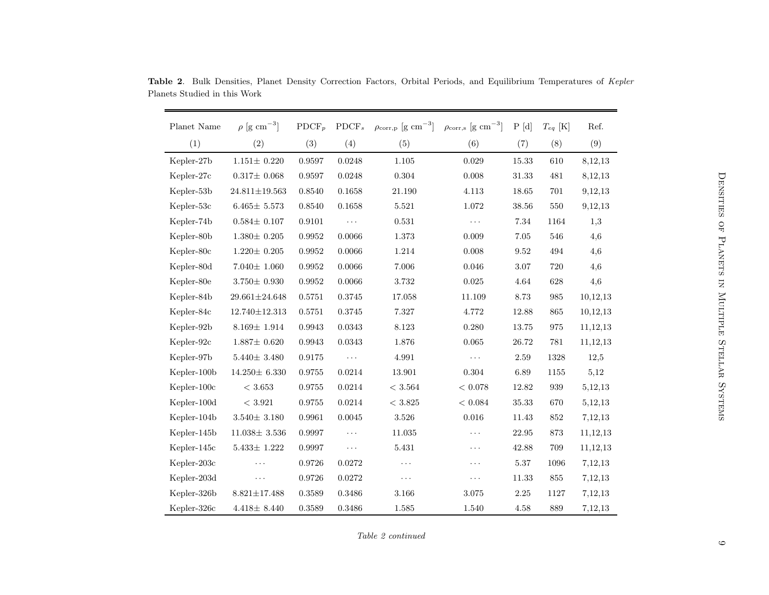**Table 2**. Bulk Densities, Planet Density Correction Factors, Orbital Periods, and Equilibrium Temperatures of *Kepler* Planets Studied in this Work

| Planet Name | $\rho$ [g cm$^{-3}$] | PDCF$_p$ | PDCF$_s$ | $\rho_{\mathrm{corr,p}}$ [g cm$^{-3}$] | $\rho_{\mathrm{corr,s}}$ [g cm$^{-3}$] | P [d] | $T_{eq}$ [K] | Ref. |
|---|---|---|---|---|---|---|---|---|
| (1) | (2) | (3) | (4) | (5) | (6) | (7) | (8) | (9) |
| Kepler-27b | 1.151± 0.220 | 0.9597 | 0.0248 | 1.105 | 0.029 | 15.33 | 610 | 8,12,13 |
| Kepler-27c | 0.317± 0.068 | 0.9597 | 0.0248 | 0.304 | 0.008 | 31.33 | 481 | 8,12,13 |
| Kepler-53b | 24.811±19.563 | 0.8540 | 0.1658 | 21.190 | 4.113 | 18.65 | 701 | 9,12,13 |
| Kepler-53c | 6.465± 5.573 | 0.8540 | 0.1658 | 5.521 | 1.072 | 38.56 | 550 | 9,12,13 |
| Kepler-74b | 0.584± 0.107 | 0.9101 | ⋯ | 0.531 | ⋯ | 7.34 | 1164 | 1,3 |
| Kepler-80b | 1.380± 0.205 | 0.9952 | 0.0066 | 1.373 | 0.009 | 7.05 | 546 | 4,6 |
| Kepler-80c | 1.220± 0.205 | 0.9952 | 0.0066 | 1.214 | 0.008 | 9.52 | 494 | 4,6 |
| Kepler-80d | 7.040± 1.060 | 0.9952 | 0.0066 | 7.006 | 0.046 | 3.07 | 720 | 4,6 |
| Kepler-80e | 3.750± 0.930 | 0.9952 | 0.0066 | 3.732 | 0.025 | 4.64 | 628 | 4,6 |
| Kepler-84b | 29.661±24.648 | 0.5751 | 0.3745 | 17.058 | 11.109 | 8.73 | 985 | 10,12,13 |
| Kepler-84c | 12.740±12.313 | 0.5751 | 0.3745 | 7.327 | 4.772 | 12.88 | 865 | 10,12,13 |
| Kepler-92b | 8.169± 1.914 | 0.9943 | 0.0343 | 8.123 | 0.280 | 13.75 | 975 | 11,12,13 |
| Kepler-92c | 1.887± 0.620 | 0.9943 | 0.0343 | 1.876 | 0.065 | 26.72 | 781 | 11,12,13 |
| Kepler-97b | 5.440± 3.480 | 0.9175 | ⋯ | 4.991 | ⋯ | 2.59 | 1328 | 12,5 |
| Kepler-100b | 14.250± 6.330 | 0.9755 | 0.0214 | 13.901 | 0.304 | 6.89 | 1155 | 5,12 |
| Kepler-100c | < 3.653 | 0.9755 | 0.0214 | < 3.564 | < 0.078 | 12.82 | 939 | 5,12,13 |
| Kepler-100d | < 3.921 | 0.9755 | 0.0214 | < 3.825 | < 0.084 | 35.33 | 670 | 5,12,13 |
| Kepler-104b | 3.540± 3.180 | 0.9961 | 0.0045 | 3.526 | 0.016 | 11.43 | 852 | 7,12,13 |
| Kepler-145b | 11.038± 3.536 | 0.9997 | ⋯ | 11.035 | ⋯ | 22.95 | 873 | 11,12,13 |
| Kepler-145c | 5.433± 1.222 | 0.9997 | ⋯ | 5.431 | ⋯ | 42.88 | 709 | 11,12,13 |
| Kepler-203c | ⋯ | 0.9726 | 0.0272 | ⋯ | ⋯ | 5.37 | 1096 | 7,12,13 |
| Kepler-203d | ⋯ | 0.9726 | 0.0272 | ⋯ | ⋯ | 11.33 | 855 | 7,12,13 |
| Kepler-326b | 8.821±17.488 | 0.3589 | 0.3486 | 3.166 | 3.075 | 2.25 | 1127 | 7,12,13 |
| Kepler-326c | 4.418± 8.440 | 0.3589 | 0.3486 | 1.585 | 1.540 | 4.58 | 889 | 7,12,13 |

*Table 2 continued*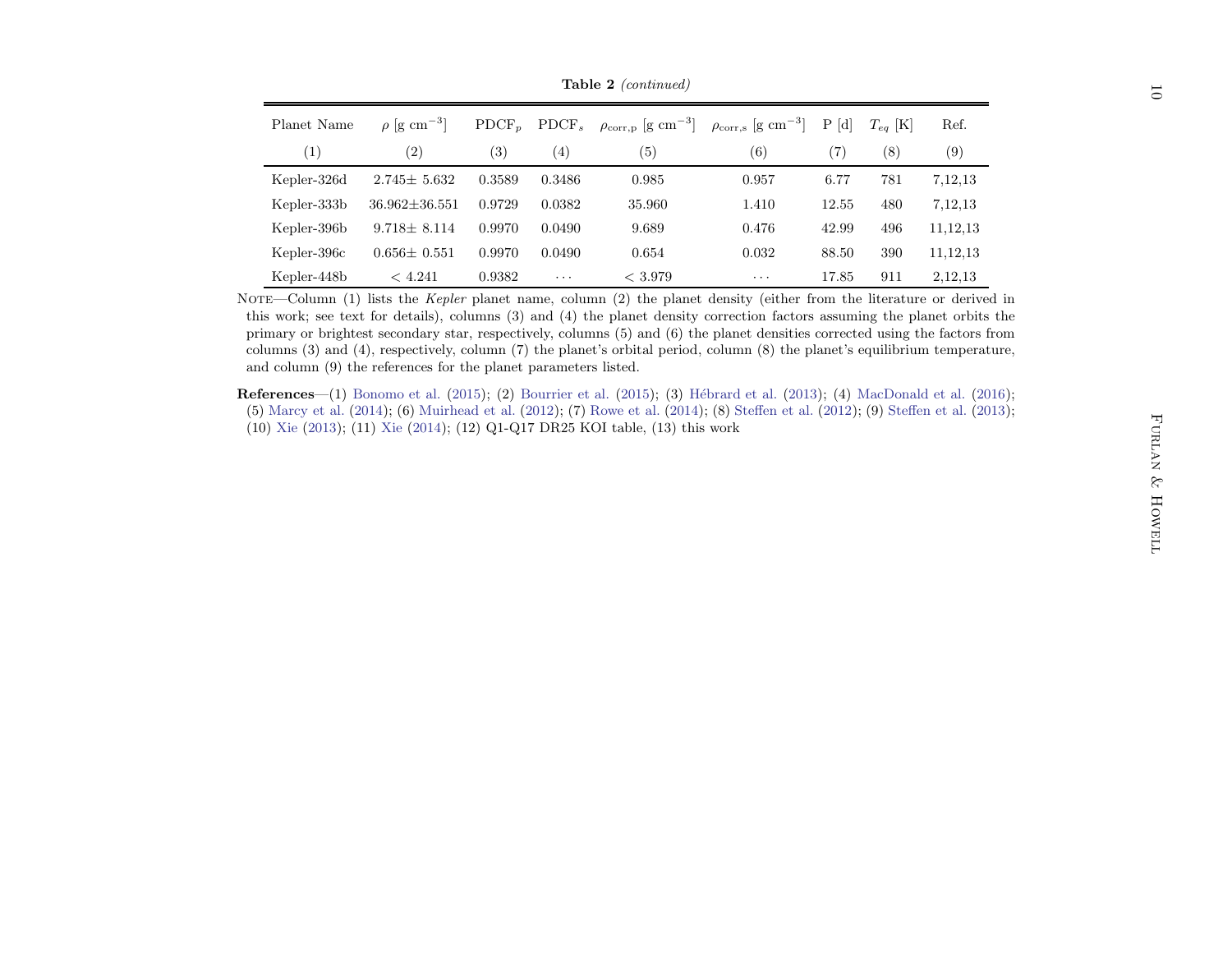**Table 2** *(continued)*

| Planet Name | $\rho$ [g cm$^{-3}$] | PDCF$_p$ | PDCF$_s$ | $\rho_{\rm corr,p}$ [g cm$^{-3}$] | $\rho_{\rm corr,s}$ [g cm$^{-3}$] | P [d] | $T_{eq}$ [K] | Ref. |
|---|---|---|---|---|---|---|---|---|
| (1) | (2) | (3) | (4) | (5) | (6) | (7) | (8) | (9) |
| Kepler-326d | 2.745± 5.632 | 0.3589 | 0.3486 | 0.985 | 0.957 | 6.77 | 781 | 7,12,13 |
| Kepler-333b | 36.962±36.551 | 0.9729 | 0.0382 | 35.960 | 1.410 | 12.55 | 480 | 7,12,13 |
| Kepler-396b | 9.718± 8.114 | 0.9970 | 0.0490 | 9.689 | 0.476 | 42.99 | 496 | 11,12,13 |
| Kepler-396c | 0.656± 0.551 | 0.9970 | 0.0490 | 0.654 | 0.032 | 88.50 | 390 | 11,12,13 |
| Kepler-448b | $< 4.241$ | 0.9382 | ··· | $< 3.979$ | ··· | 17.85 | 911 | 2,12,13 |

Note—Column (1) lists the *Kepler* planet name, column (2) the planet density (either from the literature or derived in this work; see text for details), columns (3) and (4) the planet density correction factors assuming the planet orbits the primary or brightest secondary star, respectively, columns (5) and (6) the planet densities corrected using the factors from columns (3) and (4), respectively, column (7) the planet's orbital period, column (8) the planet's equilibrium temperature, and column (9) the references for the planet parameters listed.

**References**—(1) Bonomo et al. (2015); (2) Bourrier et al. (2015); (3) Hébrard et al. (2013); (4) MacDonald et al. (2016); (5) Marcy et al. (2014); (6) Muirhead et al. (2012); (7) Rowe et al. (2014); (8) Steffen et al. (2012); (9) Steffen et al. (2013); (10) Xie (2013); (11) Xie (2014); (12) Q1-Q17 DR25 KOI table, (13) this work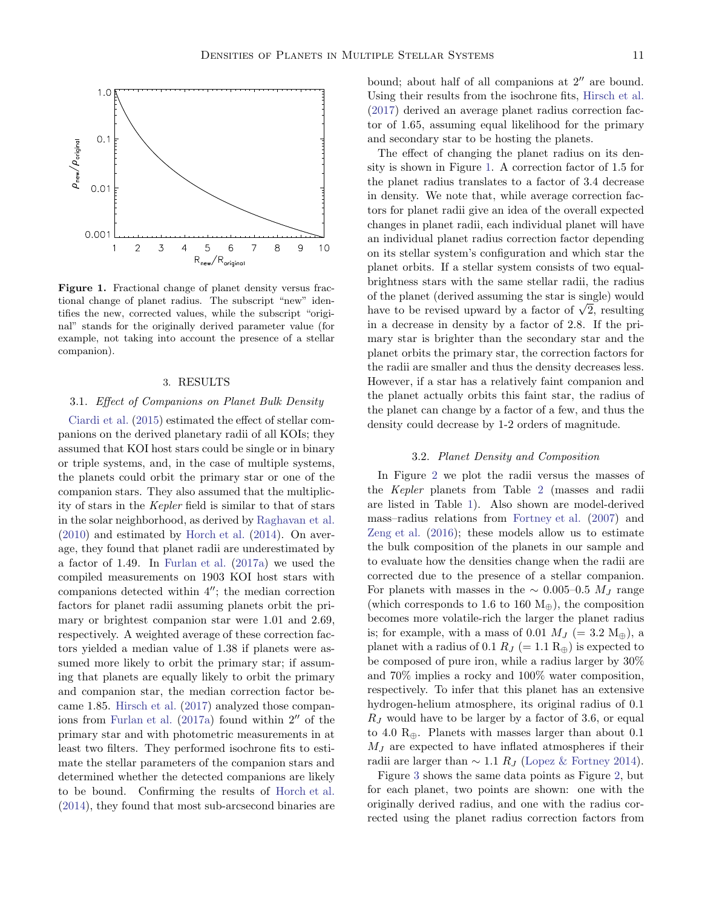**Figure 1.** Fractional change of planet density versus fractional change of planet radius. The subscript "new" identifies the new, corrected values, while the subscript "original" stands for the originally derived parameter value (for example, not taking into account the presence of a stellar companion).

## 3. RESULTS

### 3.1. *Effect of Companions on Planet Bulk Density*

Ciardi et al. (2015) estimated the effect of stellar companions on the derived planetary radii of all KOIs; they assumed that KOI host stars could be single or in binary or triple systems, and, in the case of multiple systems, the planets could orbit the primary star or one of the companion stars. They also assumed that the multiplicity of stars in the *Kepler* field is similar to that of stars in the solar neighborhood, as derived by Raghavan et al. (2010) and estimated by Horch et al. (2014). On average, they found that planet radii are underestimated by a factor of 1.49. In Furlan et al. (2017a) we used the compiled measurements on 1903 KOI host stars with companions detected within 4″; the median correction factors for planet radii assuming planets orbit the primary or brightest companion star were 1.01 and 2.69, respectively. A weighted average of these correction factors yielded a median value of 1.38 if planets were assumed more likely to orbit the primary star; if assuming that planets are equally likely to orbit the primary and companion star, the median correction factor became 1.85. Hirsch et al. (2017) analyzed those companions from Furlan et al. (2017a) found within 2″ of the primary star and with photometric measurements in at least two filters. They performed isochrone fits to estimate the stellar parameters of the companion stars and determined whether the detected companions are likely to be bound. Confirming the results of Horch et al. (2014), they found that most sub-arcsecond binaries are bound; about half of all companions at 2″ are bound. Using their results from the isochrone fits, Hirsch et al. (2017) derived an average planet radius correction factor of 1.65, assuming equal likelihood for the primary and secondary star to be hosting the planets.

The effect of changing the planet radius on its density is shown in Figure 1. A correction factor of 1.5 for the planet radius translates to a factor of 3.4 decrease in density. We note that, while average correction factors for planet radii give an idea of the overall expected changes in planet radii, each individual planet will have an individual planet radius correction factor depending on its stellar system's configuration and which star the planet orbits. If a stellar system consists of two equal-brightness stars with the same stellar radii, the radius of the planet (derived assuming the star is single) would have to be revised upward by a factor of $\sqrt{2}$, resulting in a decrease in density by a factor of 2.8. If the primary star is brighter than the secondary star and the planet orbits the primary star, the correction factors for the radii are smaller and thus the density decreases less. However, if a star has a relatively faint companion and the planet actually orbits this faint star, the radius of the planet can change by a factor of a few, and thus the density could decrease by 1-2 orders of magnitude.

### 3.2. *Planet Density and Composition*

In Figure 2 we plot the radii versus the masses of the *Kepler* planets from Table 2 (masses and radii are listed in Table 1). Also shown are model-derived mass–radius relations from Fortney et al. (2007) and Zeng et al. (2016); these models allow us to estimate the bulk composition of the planets in our sample and to evaluate how the densities change when the radii are corrected due to the presence of a stellar companion. For planets with masses in the $\sim$ 0.005–0.5 $M_J$ range (which corresponds to 1.6 to 160 $M_\oplus$), the composition becomes more volatile-rich the larger the planet radius is; for example, with a mass of 0.01 $M_J$ (= 3.2 $M_\oplus$), a planet with a radius of 0.1 $R_J$ (= 1.1 $R_\oplus$) is expected to be composed of pure iron, while a radius larger by 30% and 70% implies a rocky and 100% water composition, respectively. To infer that this planet has an extensive hydrogen-helium atmosphere, its original radius of 0.1 $R_J$ would have to be larger by a factor of 3.6, or equal to 4.0 $R_\oplus$. Planets with masses larger than about 0.1 $M_J$ are expected to have inflated atmospheres if their radii are larger than $\sim$ 1.1 $R_J$ (Lopez & Fortney 2014).

Figure 3 shows the same data points as Figure 2, but for each planet, two points are shown: one with the originally derived radius, and one with the radius corrected using the planet radius correction factors from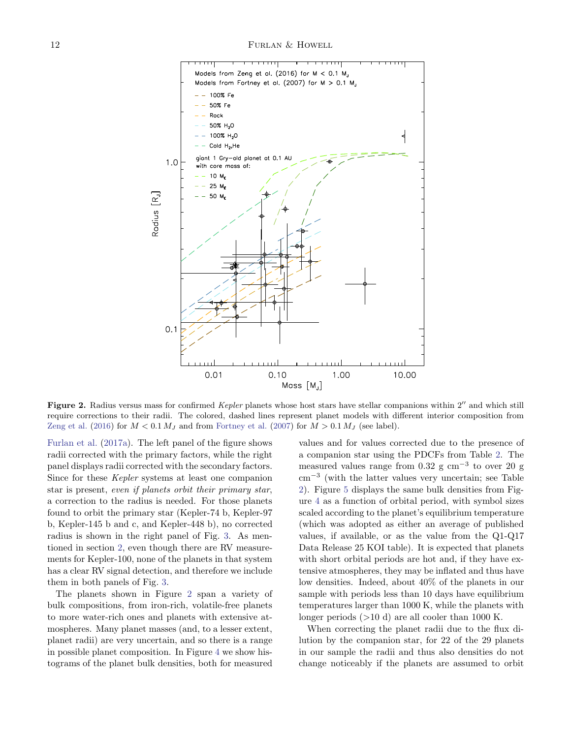**Figure 2.** Radius versus mass for confirmed *Kepler* planets whose host stars have stellar companions within 2″ and which still require corrections to their radii. The colored, dashed lines represent planet models with different interior composition from Zeng et al. (2016) for $M < 0.1\,M_J$ and from Fortney et al. (2007) for $M > 0.1\,M_J$ (see label).

Furlan et al. (2017a). The left panel of the figure shows radii corrected with the primary factors, while the right panel displays radii corrected with the secondary factors. Since for these *Kepler* systems at least one companion star is present, *even if planets orbit their primary star*, a correction to the radius is needed. For those planets found to orbit the primary star (Kepler-74 b, Kepler-97 b, Kepler-145 b and c, and Kepler-448 b), no corrected radius is shown in the right panel of Fig. 3. As mentioned in section 2, even though there are RV measurements for Kepler-100, none of the planets in that system has a clear RV signal detection, and therefore we include them in both panels of Fig. 3.

The planets shown in Figure 2 span a variety of bulk compositions, from iron-rich, volatile-free planets to more water-rich ones and planets with extensive atmospheres. Many planet masses (and, to a lesser extent, planet radii) are very uncertain, and so there is a range in possible planet composition. In Figure 4 we show histograms of the planet bulk densities, both for measured values and for values corrected due to the presence of a companion star using the PDCFs from Table 2. The measured values range from 0.32 g cm$^{-3}$ to over 20 g cm$^{-3}$ (with the latter values very uncertain; see Table 2). Figure 5 displays the same bulk densities from Figure 4 as a function of orbital period, with symbol sizes scaled according to the planet's equilibrium temperature (which was adopted as either an average of published values, if available, or as the value from the Q1-Q17 Data Release 25 KOI table). It is expected that planets with short orbital periods are hot and, if they have extensive atmospheres, they may be inflated and thus have low densities. Indeed, about 40% of the planets in our sample with periods less than 10 days have equilibrium temperatures larger than 1000 K, while the planets with longer periods (>10 d) are all cooler than 1000 K.

When correcting the planet radii due to the flux dilution by the companion star, for 22 of the 29 planets in our sample the radii and thus also densities do not change noticeably if the planets are assumed to orbit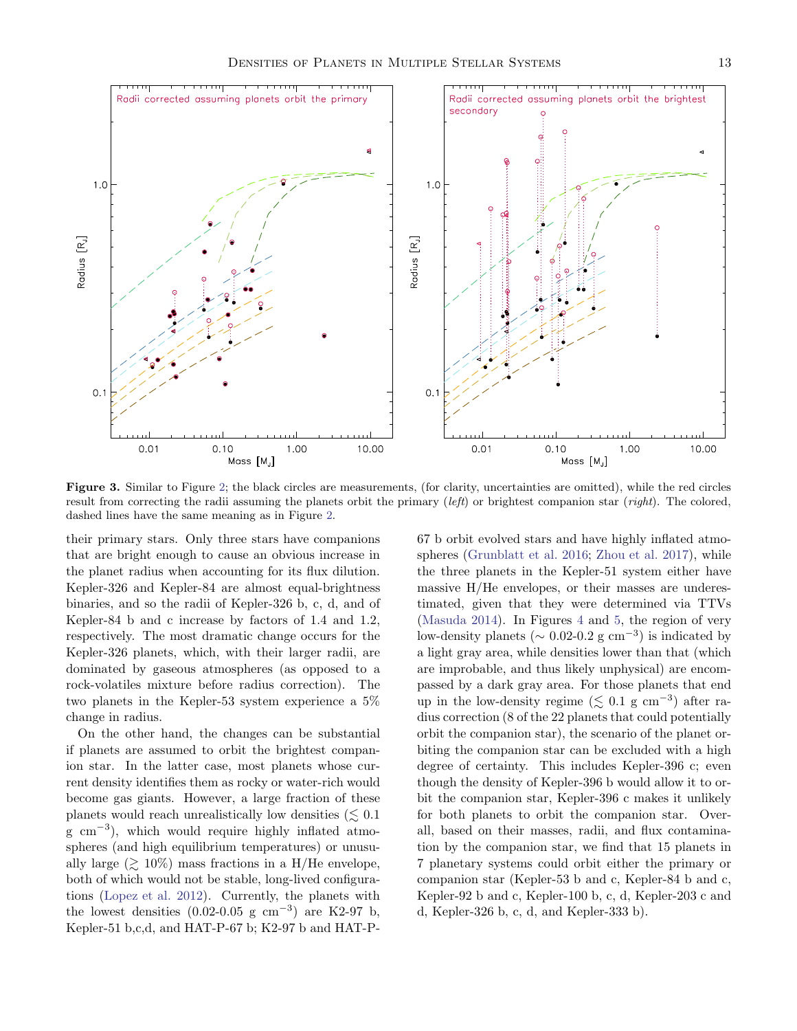**Figure 3.** Similar to Figure 2; the black circles are measurements, (for clarity, uncertainties are omitted), while the red circles result from correcting the radii assuming the planets orbit the primary (*left*) or brightest companion star (*right*). The colored, dashed lines have the same meaning as in Figure 2.

their primary stars. Only three stars have companions that are bright enough to cause an obvious increase in the planet radius when accounting for its flux dilution. Kepler-326 and Kepler-84 are almost equal-brightness binaries, and so the radii of Kepler-326 b, c, d, and of Kepler-84 b and c increase by factors of 1.4 and 1.2, respectively. The most dramatic change occurs for the Kepler-326 planets, which, with their larger radii, are dominated by gaseous atmospheres (as opposed to a rock-volatiles mixture before radius correction). The two planets in the Kepler-53 system experience a 5% change in radius.

On the other hand, the changes can be substantial if planets are assumed to orbit the brightest companion star. In the latter case, most planets whose current density identifies them as rocky or water-rich would become gas giants. However, a large fraction of these planets would reach unrealistically low densities ($\lesssim 0.1$ g cm$^{-3}$), which would require highly inflated atmospheres (and high equilibrium temperatures) or unusually large ($\gtrsim 10\%$) mass fractions in a H/He envelope, both of which would not be stable, long-lived configurations (Lopez et al. 2012). Currently, the planets with the lowest densities (0.02-0.05 g cm$^{-3}$) are K2-97 b, Kepler-51 b,c,d, and HAT-P-67 b; K2-97 b and HAT-P-67 b orbit evolved stars and have highly inflated atmospheres (Grunblatt et al. 2016; Zhou et al. 2017), while the three planets in the Kepler-51 system either have massive H/He envelopes, or their masses are underestimated, given that they were determined via TTVs (Masuda 2014). In Figures 4 and 5, the region of very low-density planets ($\sim$ 0.02-0.2 g cm$^{-3}$) is indicated by a light gray area, while densities lower than that (which are improbable, and thus likely unphysical) are encompassed by a dark gray area. For those planets that end up in the low-density regime ($\lesssim 0.1$ g cm$^{-3}$) after radius correction (8 of the 22 planets that could potentially orbit the companion star), the scenario of the planet orbiting the companion star can be excluded with a high degree of certainty. This includes Kepler-396 c; even though the density of Kepler-396 b would allow it to orbit the companion star, Kepler-396 c makes it unlikely for both planets to orbit the companion star. Overall, based on their masses, radii, and flux contamination by the companion star, we find that 15 planets in 7 planetary systems could orbit either the primary or companion star (Kepler-53 b and c, Kepler-84 b and c, Kepler-92 b and c, Kepler-100 b, c, d, Kepler-203 c and d, Kepler-326 b, c, d, and Kepler-333 b).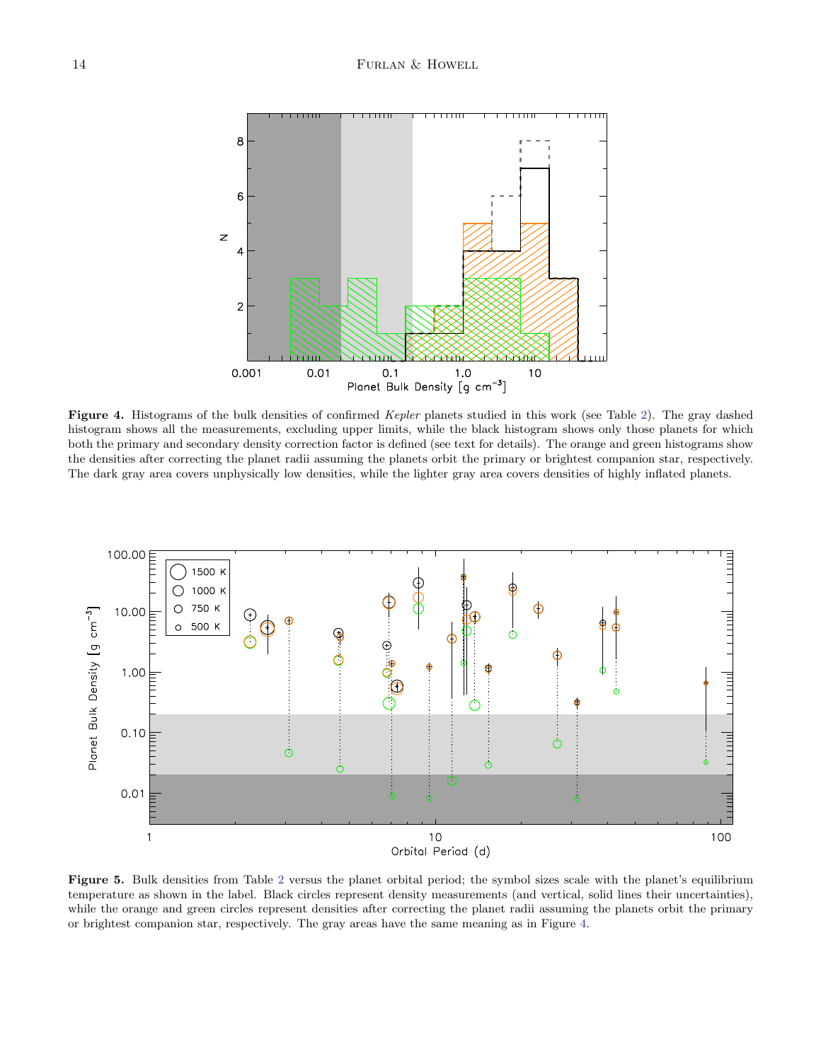**Figure 4.** Histograms of the bulk densities of confirmed *Kepler* planets studied in this work (see Table 2). The gray dashed histogram shows all the measurements, excluding upper limits, while the black histogram shows only those planets for which both the primary and secondary density correction factor is defined (see text for details). The orange and green histograms show the densities after correcting the planet radii assuming the planets orbit the primary or brightest companion star, respectively. The dark gray area covers unphysically low densities, while the lighter gray area covers densities of highly inflated planets.

**Figure 5.** Bulk densities from Table 2 versus the planet orbital period; the symbol sizes scale with the planet's equilibrium temperature as shown in the label. Black circles represent density measurements (and vertical, solid lines their uncertainties), while the orange and green circles represent densities after correcting the planet radii assuming the planets orbit the primary or brightest companion star, respectively. The gray areas have the same meaning as in Figure 4.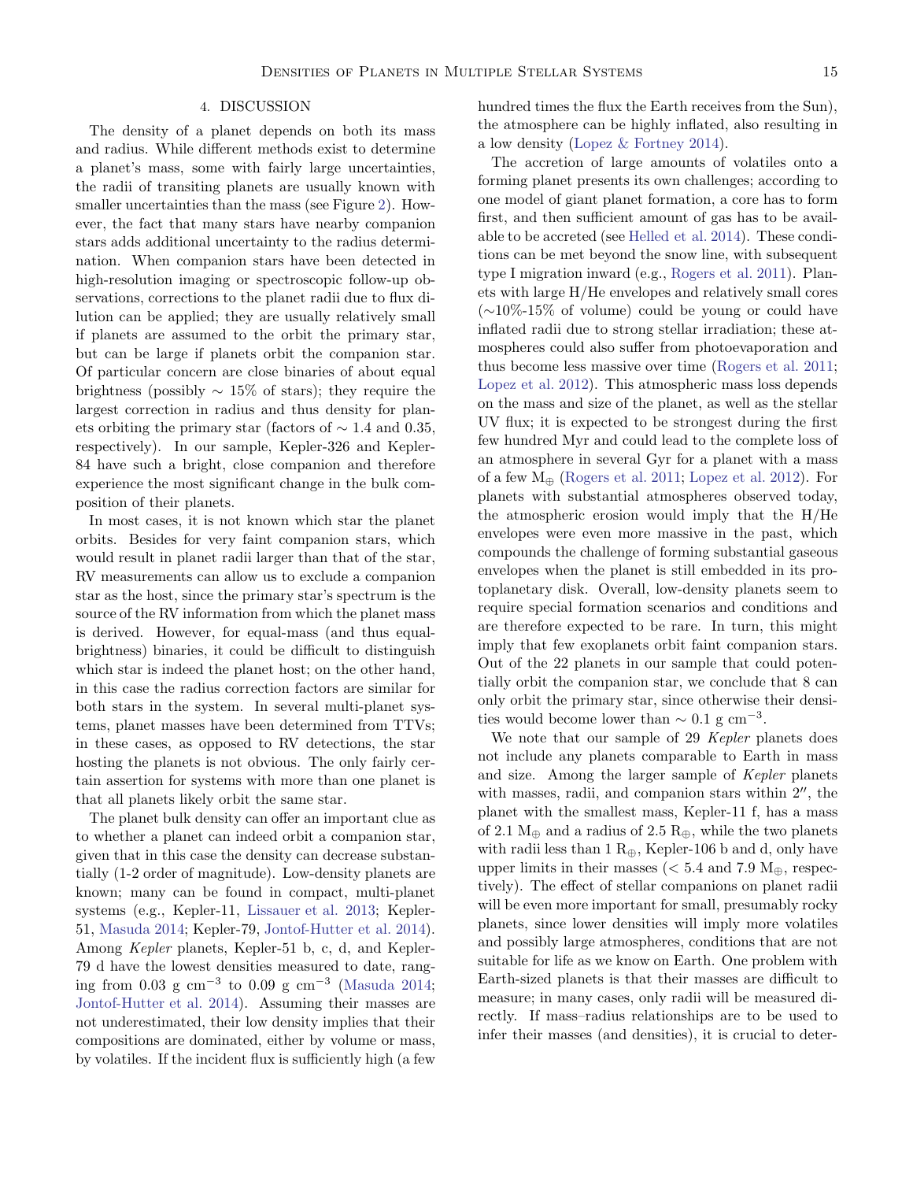## 4. DISCUSSION

The density of a planet depends on both its mass and radius. While different methods exist to determine a planet's mass, some with fairly large uncertainties, the radii of transiting planets are usually known with smaller uncertainties than the mass (see Figure 2). However, the fact that many stars have nearby companion stars adds additional uncertainty to the radius determination. When companion stars have been detected in high-resolution imaging or spectroscopic follow-up observations, corrections to the planet radii due to flux dilution can be applied; they are usually relatively small if planets are assumed to the orbit the primary star, but can be large if planets orbit the companion star. Of particular concern are close binaries of about equal brightness (possibly $\sim$ 15% of stars); they require the largest correction in radius and thus density for planets orbiting the primary star (factors of $\sim$ 1.4 and 0.35, respectively). In our sample, Kepler-326 and Kepler-84 have such a bright, close companion and therefore experience the most significant change in the bulk composition of their planets.

In most cases, it is not known which star the planet orbits. Besides for very faint companion stars, which would result in planet radii larger than that of the star, RV measurements can allow us to exclude a companion star as the host, since the primary star's spectrum is the source of the RV information from which the planet mass is derived. However, for equal-mass (and thus equal-brightness) binaries, it could be difficult to distinguish which star is indeed the planet host; on the other hand, in this case the radius correction factors are similar for both stars in the system. In several multi-planet systems, planet masses have been determined from TTVs; in these cases, as opposed to RV detections, the star hosting the planets is not obvious. The only fairly certain assertion for systems with more than one planet is that all planets likely orbit the same star.

The planet bulk density can offer an important clue as to whether a planet can indeed orbit a companion star, given that in this case the density can decrease substantially (1-2 order of magnitude). Low-density planets are known; many can be found in compact, multi-planet systems (e.g., Kepler-11, Lissauer et al. 2013; Kepler-51, Masuda 2014; Kepler-79, Jontof-Hutter et al. 2014). Among *Kepler* planets, Kepler-51 b, c, d, and Kepler-79 d have the lowest densities measured to date, ranging from 0.03 g cm$^{-3}$ to 0.09 g cm$^{-3}$ (Masuda 2014; Jontof-Hutter et al. 2014). Assuming their masses are not underestimated, their low density implies that their compositions are dominated, either by volume or mass, by volatiles. If the incident flux is sufficiently high (a few hundred times the flux the Earth receives from the Sun), the atmosphere can be highly inflated, also resulting in a low density (Lopez & Fortney 2014).

The accretion of large amounts of volatiles onto a forming planet presents its own challenges; according to one model of giant planet formation, a core has to form first, and then sufficient amount of gas has to be available to be accreted (see Helled et al. 2014). These conditions can be met beyond the snow line, with subsequent type I migration inward (e.g., Rogers et al. 2011). Planets with large H/He envelopes and relatively small cores ($\sim$10%-15% of volume) could be young or could have inflated radii due to strong stellar irradiation; these atmospheres could also suffer from photoevaporation and thus become less massive over time (Rogers et al. 2011; Lopez et al. 2012). This atmospheric mass loss depends on the mass and size of the planet, as well as the stellar UV flux; it is expected to be strongest during the first few hundred Myr and could lead to the complete loss of an atmosphere in several Gyr for a planet with a mass of a few M$_\oplus$ (Rogers et al. 2011; Lopez et al. 2012). For planets with substantial atmospheres observed today, the atmospheric erosion would imply that the H/He envelopes were even more massive in the past, which compounds the challenge of forming substantial gaseous envelopes when the planet is still embedded in its protoplanetary disk. Overall, low-density planets seem to require special formation scenarios and conditions and are therefore expected to be rare. In turn, this might imply that few exoplanets orbit faint companion stars. Out of the 22 planets in our sample that could potentially orbit the companion star, we conclude that 8 can only orbit the primary star, since otherwise their densities would become lower than $\sim$ 0.1 g cm$^{-3}$.

We note that our sample of 29 *Kepler* planets does not include any planets comparable to Earth in mass and size. Among the larger sample of *Kepler* planets with masses, radii, and companion stars within 2″, the planet with the smallest mass, Kepler-11 f, has a mass of 2.1 M$_\oplus$ and a radius of 2.5 R$_\oplus$, while the two planets with radii less than 1 R$_\oplus$, Kepler-106 b and d, only have upper limits in their masses (< 5.4 and 7.9 M$_\oplus$, respectively). The effect of stellar companions on planet radii will be even more important for small, presumably rocky planets, since lower densities will imply more volatiles and possibly large atmospheres, conditions that are not suitable for life as we know on Earth. One problem with Earth-sized planets is that their masses are difficult to measure; in many cases, only radii will be measured directly. If mass–radius relationships are to be used to infer their masses (and densities), it is crucial to deter-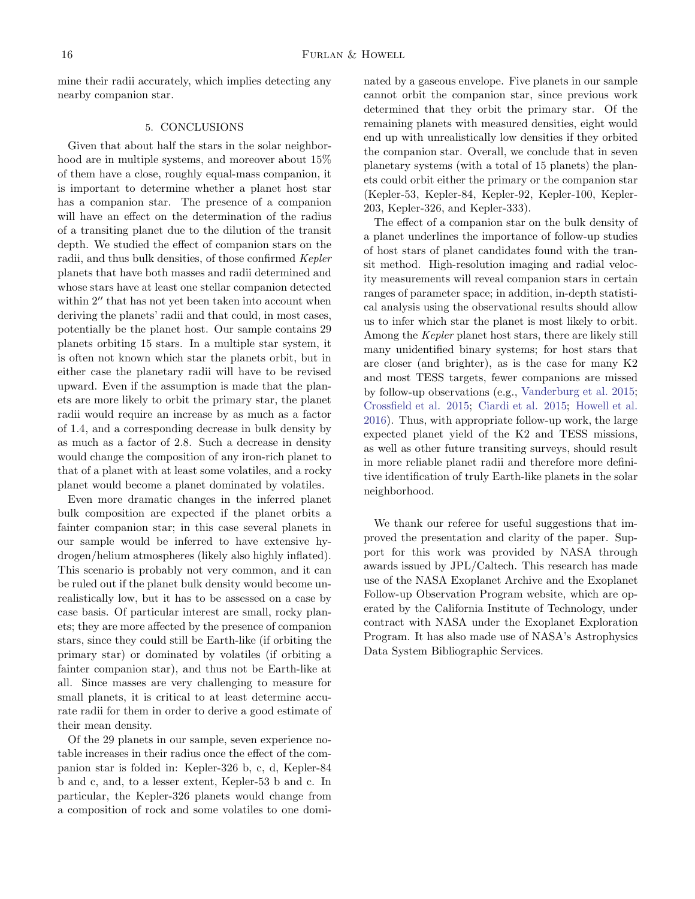mine their radii accurately, which implies detecting any nearby companion star.

## 5. CONCLUSIONS

Given that about half the stars in the solar neighborhood are in multiple systems, and moreover about 15% of them have a close, roughly equal-mass companion, it is important to determine whether a planet host star has a companion star. The presence of a companion will have an effect on the determination of the radius of a transiting planet due to the dilution of the transit depth. We studied the effect of companion stars on the radii, and thus bulk densities, of those confirmed *Kepler* planets that have both masses and radii determined and whose stars have at least one stellar companion detected within $2''$ that has not yet been taken into account when deriving the planets' radii and that could, in most cases, potentially be the planet host. Our sample contains 29 planets orbiting 15 stars. In a multiple star system, it is often not known which star the planets orbit, but in either case the planetary radii will have to be revised upward. Even if the assumption is made that the planets are more likely to orbit the primary star, the planet radii would require an increase by as much as a factor of 1.4, and a corresponding decrease in bulk density by as much as a factor of 2.8. Such a decrease in density would change the composition of any iron-rich planet to that of a planet with at least some volatiles, and a rocky planet would become a planet dominated by volatiles.

Even more dramatic changes in the inferred planet bulk composition are expected if the planet orbits a fainter companion star; in this case several planets in our sample would be inferred to have extensive hydrogen/helium atmospheres (likely also highly inflated). This scenario is probably not very common, and it can be ruled out if the planet bulk density would become unrealistically low, but it has to be assessed on a case by case basis. Of particular interest are small, rocky planets; they are more affected by the presence of companion stars, since they could still be Earth-like (if orbiting the primary star) or dominated by volatiles (if orbiting a fainter companion star), and thus not be Earth-like at all. Since masses are very challenging to measure for small planets, it is critical to at least determine accurate radii for them in order to derive a good estimate of their mean density.

Of the 29 planets in our sample, seven experience notable increases in their radius once the effect of the companion star is folded in: Kepler-326 b, c, d, Kepler-84 b and c, and, to a lesser extent, Kepler-53 b and c. In particular, the Kepler-326 planets would change from a composition of rock and some volatiles to one dominated by a gaseous envelope. Five planets in our sample cannot orbit the companion star, since previous work determined that they orbit the primary star. Of the remaining planets with measured densities, eight would end up with unrealistically low densities if they orbited the companion star. Overall, we conclude that in seven planetary systems (with a total of 15 planets) the planets could orbit either the primary or the companion star (Kepler-53, Kepler-84, Kepler-92, Kepler-100, Kepler-203, Kepler-326, and Kepler-333).

The effect of a companion star on the bulk density of a planet underlines the importance of follow-up studies of host stars of planet candidates found with the transit method. High-resolution imaging and radial velocity measurements will reveal companion stars in certain ranges of parameter space; in addition, in-depth statistical analysis using the observational results should allow us to infer which star the planet is most likely to orbit. Among the *Kepler* planet host stars, there are likely still many unidentified binary systems; for host stars that are closer (and brighter), as is the case for many K2 and most TESS targets, fewer companions are missed by follow-up observations (e.g., Vanderburg et al. 2015; Crossfield et al. 2015; Ciardi et al. 2015; Howell et al. 2016). Thus, with appropriate follow-up work, the large expected planet yield of the K2 and TESS missions, as well as other future transiting surveys, should result in more reliable planet radii and therefore more definitive identification of truly Earth-like planets in the solar neighborhood.

We thank our referee for useful suggestions that improved the presentation and clarity of the paper. Support for this work was provided by NASA through awards issued by JPL/Caltech. This research has made use of the NASA Exoplanet Archive and the Exoplanet Follow-up Observation Program website, which are operated by the California Institute of Technology, under contract with NASA under the Exoplanet Exploration Program. It has also made use of NASA's Astrophysics Data System Bibliographic Services.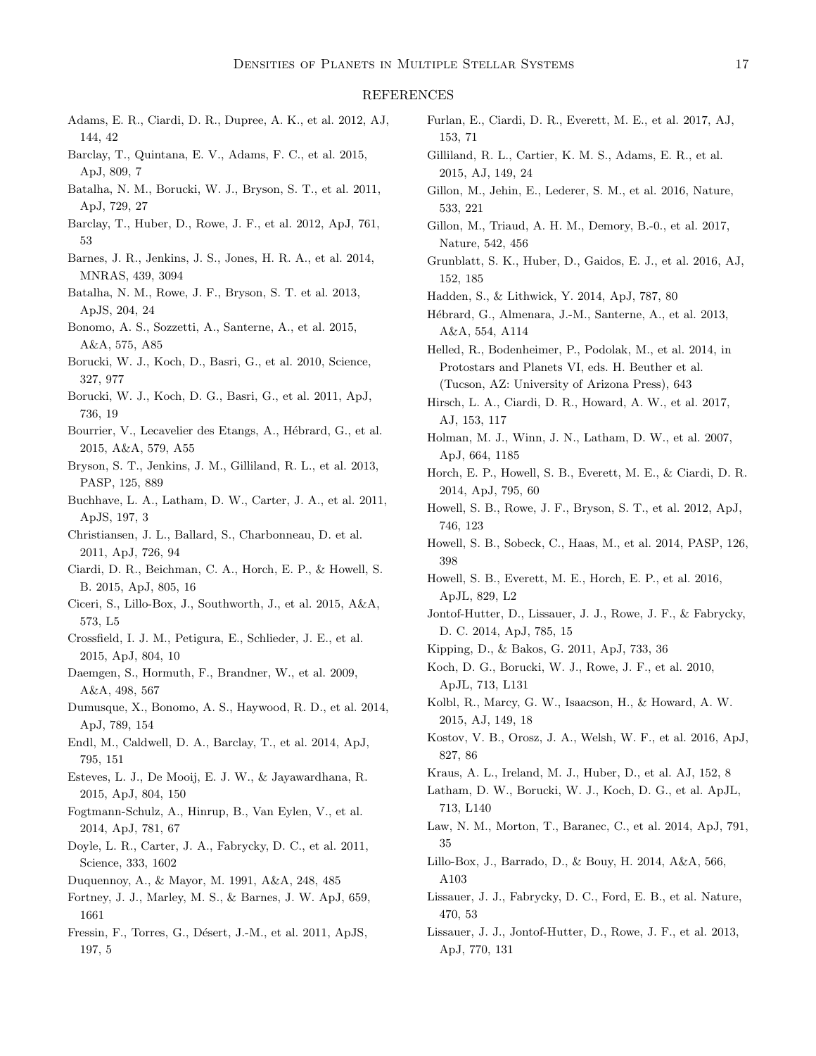## REFERENCES

Adams, E. R., Ciardi, D. R., Dupree, A. K., et al. 2012, AJ, 144, 42

Barclay, T., Quintana, E. V., Adams, F. C., et al. 2015, ApJ, 809, 7

Batalha, N. M., Borucki, W. J., Bryson, S. T., et al. 2011, ApJ, 729, 27

Barclay, T., Huber, D., Rowe, J. F., et al. 2012, ApJ, 761, 53

Barnes, J. R., Jenkins, J. S., Jones, H. R. A., et al. 2014, MNRAS, 439, 3094

Batalha, N. M., Rowe, J. F., Bryson, S. T. et al. 2013, ApJS, 204, 24

Bonomo, A. S., Sozzetti, A., Santerne, A., et al. 2015, A&A, 575, A85

Borucki, W. J., Koch, D., Basri, G., et al. 2010, Science, 327, 977

Borucki, W. J., Koch, D. G., Basri, G., et al. 2011, ApJ, 736, 19

Bourrier, V., Lecavelier des Etangs, A., Hébrard, G., et al. 2015, A&A, 579, A55

Bryson, S. T., Jenkins, J. M., Gilliland, R. L., et al. 2013, PASP, 125, 889

Buchhave, L. A., Latham, D. W., Carter, J. A., et al. 2011, ApJS, 197, 3

Christiansen, J. L., Ballard, S., Charbonneau, D. et al. 2011, ApJ, 726, 94

Ciardi, D. R., Beichman, C. A., Horch, E. P., & Howell, S. B. 2015, ApJ, 805, 16

Ciceri, S., Lillo-Box, J., Southworth, J., et al. 2015, A&A, 573, L5

Crossfield, I. J. M., Petigura, E., Schlieder, J. E., et al. 2015, ApJ, 804, 10

Daemgen, S., Hormuth, F., Brandner, W., et al. 2009, A&A, 498, 567

Dumusque, X., Bonomo, A. S., Haywood, R. D., et al. 2014, ApJ, 789, 154

Endl, M., Caldwell, D. A., Barclay, T., et al. 2014, ApJ, 795, 151

Esteves, L. J., De Mooij, E. J. W., & Jayawardhana, R. 2015, ApJ, 804, 150

Fogtmann-Schulz, A., Hinrup, B., Van Eylen, V., et al. 2014, ApJ, 781, 67

Doyle, L. R., Carter, J. A., Fabrycky, D. C., et al. 2011, Science, 333, 1602

Duquennoy, A., & Mayor, M. 1991, A&A, 248, 485

Fortney, J. J., Marley, M. S., & Barnes, J. W. ApJ, 659, 1661

Fressin, F., Torres, G., Désert, J.-M., et al. 2011, ApJS, 197, 5

Furlan, E., Ciardi, D. R., Everett, M. E., et al. 2017, AJ, 153, 71

Gilliland, R. L., Cartier, K. M. S., Adams, E. R., et al. 2015, AJ, 149, 24

Gillon, M., Jehin, E., Lederer, S. M., et al. 2016, Nature, 533, 221

Gillon, M., Triaud, A. H. M., Demory, B.-0., et al. 2017, Nature, 542, 456

Grunblatt, S. K., Huber, D., Gaidos, E. J., et al. 2016, AJ, 152, 185

Hadden, S., & Lithwick, Y. 2014, ApJ, 787, 80

Hébrard, G., Almenara, J.-M., Santerne, A., et al. 2013, A&A, 554, A114

Helled, R., Bodenheimer, P., Podolak, M., et al. 2014, in Protostars and Planets VI, eds. H. Beuther et al. (Tucson, AZ: University of Arizona Press), 643

Hirsch, L. A., Ciardi, D. R., Howard, A. W., et al. 2017, AJ, 153, 117

Holman, M. J., Winn, J. N., Latham, D. W., et al. 2007, ApJ, 664, 1185

Horch, E. P., Howell, S. B., Everett, M. E., & Ciardi, D. R. 2014, ApJ, 795, 60

Howell, S. B., Rowe, J. F., Bryson, S. T., et al. 2012, ApJ, 746, 123

Howell, S. B., Sobeck, C., Haas, M., et al. 2014, PASP, 126, 398

Howell, S. B., Everett, M. E., Horch, E. P., et al. 2016, ApJL, 829, L2

Jontof-Hutter, D., Lissauer, J. J., Rowe, J. F., & Fabrycky, D. C. 2014, ApJ, 785, 15

Kipping, D., & Bakos, G. 2011, ApJ, 733, 36

Koch, D. G., Borucki, W. J., Rowe, J. F., et al. 2010, ApJL, 713, L131

Kolbl, R., Marcy, G. W., Isaacson, H., & Howard, A. W. 2015, AJ, 149, 18

Kostov, V. B., Orosz, J. A., Welsh, W. F., et al. 2016, ApJ, 827, 86

Kraus, A. L., Ireland, M. J., Huber, D., et al. AJ, 152, 8

Latham, D. W., Borucki, W. J., Koch, D. G., et al. ApJL, 713, L140

Law, N. M., Morton, T., Baranec, C., et al. 2014, ApJ, 791, 35

Lillo-Box, J., Barrado, D., & Bouy, H. 2014, A&A, 566, A103

Lissauer, J. J., Fabrycky, D. C., Ford, E. B., et al. Nature, 470, 53

Lissauer, J. J., Jontof-Hutter, D., Rowe, J. F., et al. 2013, ApJ, 770, 131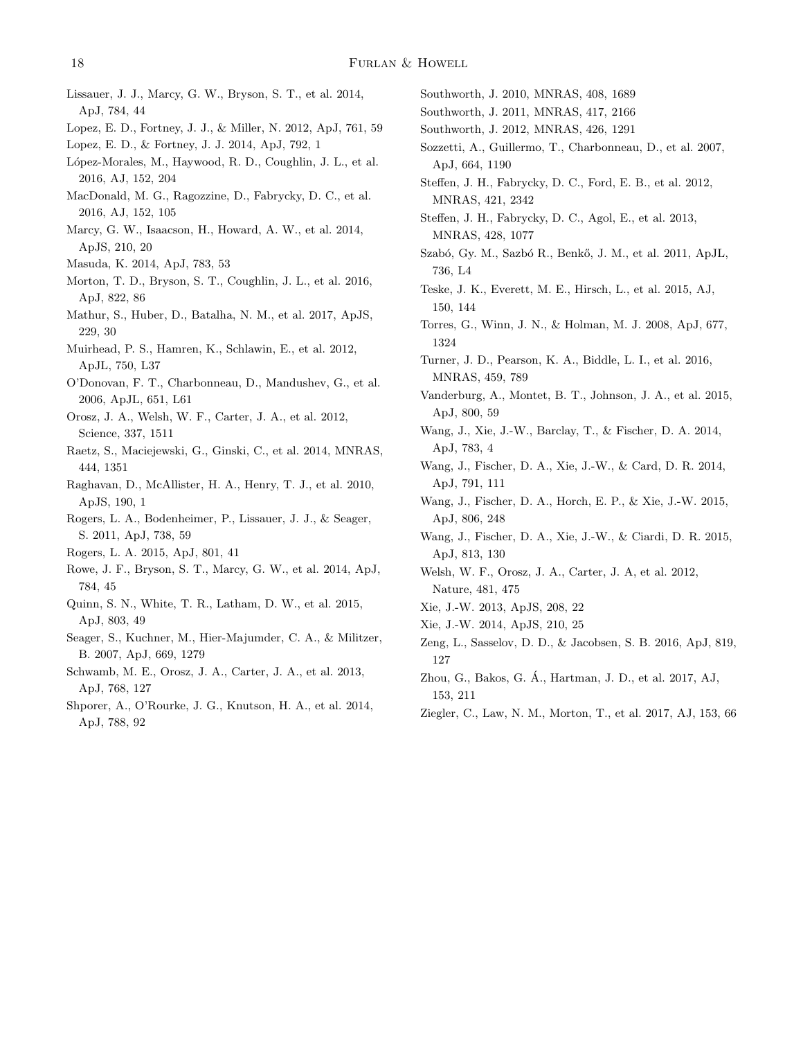Lissauer, J. J., Marcy, G. W., Bryson, S. T., et al. 2014, ApJ, 784, 44

Lopez, E. D., Fortney, J. J., & Miller, N. 2012, ApJ, 761, 59

Lopez, E. D., & Fortney, J. J. 2014, ApJ, 792, 1

López-Morales, M., Haywood, R. D., Coughlin, J. L., et al. 2016, AJ, 152, 204

MacDonald, M. G., Ragozzine, D., Fabrycky, D. C., et al. 2016, AJ, 152, 105

Marcy, G. W., Isaacson, H., Howard, A. W., et al. 2014, ApJS, 210, 20

Masuda, K. 2014, ApJ, 783, 53

Morton, T. D., Bryson, S. T., Coughlin, J. L., et al. 2016, ApJ, 822, 86

Mathur, S., Huber, D., Batalha, N. M., et al. 2017, ApJS, 229, 30

Muirhead, P. S., Hamren, K., Schlawin, E., et al. 2012, ApJL, 750, L37

O'Donovan, F. T., Charbonneau, D., Mandushev, G., et al. 2006, ApJL, 651, L61

Orosz, J. A., Welsh, W. F., Carter, J. A., et al. 2012, Science, 337, 1511

Raetz, S., Maciejewski, G., Ginski, C., et al. 2014, MNRAS, 444, 1351

Raghavan, D., McAllister, H. A., Henry, T. J., et al. 2010, ApJS, 190, 1

Rogers, L. A., Bodenheimer, P., Lissauer, J. J., & Seager, S. 2011, ApJ, 738, 59

Rogers, L. A. 2015, ApJ, 801, 41

Rowe, J. F., Bryson, S. T., Marcy, G. W., et al. 2014, ApJ, 784, 45

Quinn, S. N., White, T. R., Latham, D. W., et al. 2015, ApJ, 803, 49

Seager, S., Kuchner, M., Hier-Majumder, C. A., & Militzer, B. 2007, ApJ, 669, 1279

Schwamb, M. E., Orosz, J. A., Carter, J. A., et al. 2013, ApJ, 768, 127

Shporer, A., O'Rourke, J. G., Knutson, H. A., et al. 2014, ApJ, 788, 92

Southworth, J. 2010, MNRAS, 408, 1689

Southworth, J. 2011, MNRAS, 417, 2166

Southworth, J. 2012, MNRAS, 426, 1291

Sozzetti, A., Guillermo, T., Charbonneau, D., et al. 2007, ApJ, 664, 1190

Steffen, J. H., Fabrycky, D. C., Ford, E. B., et al. 2012, MNRAS, 421, 2342

Steffen, J. H., Fabrycky, D. C., Agol, E., et al. 2013, MNRAS, 428, 1077

Szabó, Gy. M., Sazbó R., Benkő, J. M., et al. 2011, ApJL, 736, L4

Teske, J. K., Everett, M. E., Hirsch, L., et al. 2015, AJ, 150, 144

Torres, G., Winn, J. N., & Holman, M. J. 2008, ApJ, 677, 1324

Turner, J. D., Pearson, K. A., Biddle, L. I., et al. 2016, MNRAS, 459, 789

Vanderburg, A., Montet, B. T., Johnson, J. A., et al. 2015, ApJ, 800, 59

Wang, J., Xie, J.-W., Barclay, T., & Fischer, D. A. 2014, ApJ, 783, 4

Wang, J., Fischer, D. A., Xie, J.-W., & Card, D. R. 2014, ApJ, 791, 111

Wang, J., Fischer, D. A., Horch, E. P., & Xie, J.-W. 2015, ApJ, 806, 248

Wang, J., Fischer, D. A., Xie, J.-W., & Ciardi, D. R. 2015, ApJ, 813, 130

Welsh, W. F., Orosz, J. A., Carter, J. A, et al. 2012, Nature, 481, 475

Xie, J.-W. 2013, ApJS, 208, 22

Xie, J.-W. 2014, ApJS, 210, 25

Zeng, L., Sasselov, D. D., & Jacobsen, S. B. 2016, ApJ, 819, 127

Zhou, G., Bakos, G. Á., Hartman, J. D., et al. 2017, AJ, 153, 211

Ziegler, C., Law, N. M., Morton, T., et al. 2017, AJ, 153, 66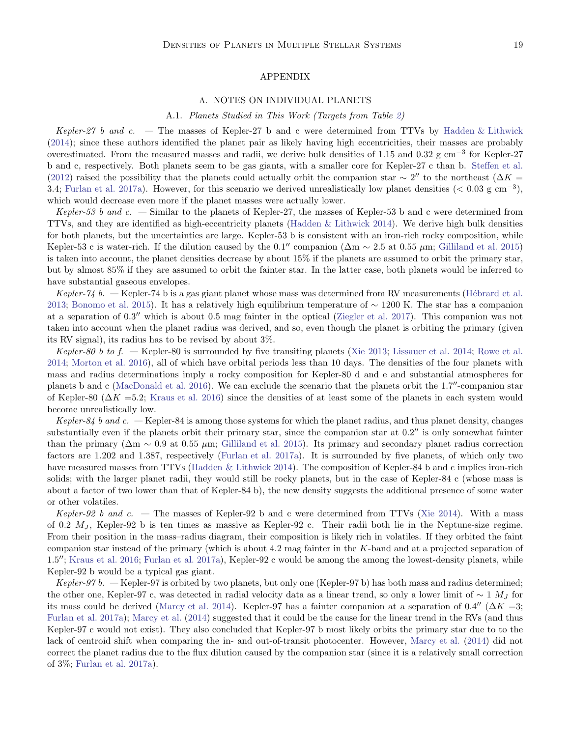# APPENDIX

## A. NOTES ON INDIVIDUAL PLANETS

### A.1. *Planets Studied in This Work (Targets from Table 2)*

*Kepler-27 b and c.* — The masses of Kepler-27 b and c were determined from TTVs by Hadden & Lithwick (2014); since these authors identified the planet pair as likely having high eccentricities, their masses are probably overestimated. From the measured masses and radii, we derive bulk densities of 1.15 and 0.32 g cm$^{-3}$ for Kepler-27 b and c, respectively. Both planets seem to be gas giants, with a smaller core for Kepler-27 c than b. Steffen et al. (2012) raised the possibility that the planets could actually orbit the companion star $\sim 2''$ to the northeast ($\Delta K =$ 3.4; Furlan et al. 2017a). However, for this scenario we derived unrealistically low planet densities ($< 0.03$ g cm$^{-3}$), which would decrease even more if the planet masses were actually lower.

*Kepler-53 b and c.* — Similar to the planets of Kepler-27, the masses of Kepler-53 b and c were determined from TTVs, and they are identified as high-eccentricity planets (Hadden & Lithwick 2014). We derive high bulk densities for both planets, but the uncertainties are large. Kepler-53 b is consistent with an iron-rich rocky composition, while Kepler-53 c is water-rich. If the dilution caused by the $0.1''$ companion ($\Delta$m $\sim 2.5$ at 0.55 $\mu$m; Gilliland et al. 2015) is taken into account, the planet densities decrease by about 15% if the planets are assumed to orbit the primary star, but by almost 85% if they are assumed to orbit the fainter star. In the latter case, both planets would be inferred to have substantial gaseous envelopes.

*Kepler-74 b.* — Kepler-74 b is a gas giant planet whose mass was determined from RV measurements (Hébrard et al. 2013; Bonomo et al. 2015). It has a relatively high equilibrium temperature of $\sim 1200$ K. The star has a companion at a separation of $0.3''$ which is about 0.5 mag fainter in the optical (Ziegler et al. 2017). This companion was not taken into account when the planet radius was derived, and so, even though the planet is orbiting the primary (given its RV signal), its radius has to be revised by about 3%.

*Kepler-80 b to f.* — Kepler-80 is surrounded by five transiting planets (Xie 2013; Lissauer et al. 2014; Rowe et al. 2014; Morton et al. 2016), all of which have orbital periods less than 10 days. The densities of the four planets with mass and radius determinations imply a rocky composition for Kepler-80 d and e and substantial atmospheres for planets b and c (MacDonald et al. 2016). We can exclude the scenario that the planets orbit the $1.7''$-companion star of Kepler-80 ($\Delta K$ =5.2; Kraus et al. 2016) since the densities of at least some of the planets in each system would become unrealistically low.

*Kepler-84 b and c.* — Kepler-84 is among those systems for which the planet radius, and thus planet density, changes substantially even if the planets orbit their primary star, since the companion star at $0.2''$ is only somewhat fainter than the primary ($\Delta$m $\sim 0.9$ at 0.55 $\mu$m; Gilliland et al. 2015). Its primary and secondary planet radius correction factors are 1.202 and 1.387, respectively (Furlan et al. 2017a). It is surrounded by five planets, of which only two have measured masses from TTVs (Hadden & Lithwick 2014). The composition of Kepler-84 b and c implies iron-rich solids; with the larger planet radii, they would still be rocky planets, but in the case of Kepler-84 c (whose mass is about a factor of two lower than that of Kepler-84 b), the new density suggests the additional presence of some water or other volatiles.

*Kepler-92 b and c.* — The masses of Kepler-92 b and c were determined from TTVs (Xie 2014). With a mass of 0.2 $M_J$, Kepler-92 b is ten times as massive as Kepler-92 c. Their radii both lie in the Neptune-size regime. From their position in the mass–radius diagram, their composition is likely rich in volatiles. If they orbited the faint companion star instead of the primary (which is about 4.2 mag fainter in the $K$-band and at a projected separation of $1.5''$; Kraus et al. 2016; Furlan et al. 2017a), Kepler-92 c would be among the among the lowest-density planets, while Kepler-92 b would be a typical gas giant.

*Kepler-97 b.* — Kepler-97 is orbited by two planets, but only one (Kepler-97 b) has both mass and radius determined; the other one, Kepler-97 c, was detected in radial velocity data as a linear trend, so only a lower limit of $\sim 1$ $M_J$ for its mass could be derived (Marcy et al. 2014). Kepler-97 has a fainter companion at a separation of $0.4''$ ($\Delta K$ =3; Furlan et al. 2017a); Marcy et al. (2014) suggested that it could be the cause for the linear trend in the RVs (and thus Kepler-97 c would not exist). They also concluded that Kepler-97 b most likely orbits the primary star due to to the lack of centroid shift when comparing the in- and out-of-transit photocenter. However, Marcy et al. (2014) did not correct the planet radius due to the flux dilution caused by the companion star (since it is a relatively small correction of 3%; Furlan et al. 2017a).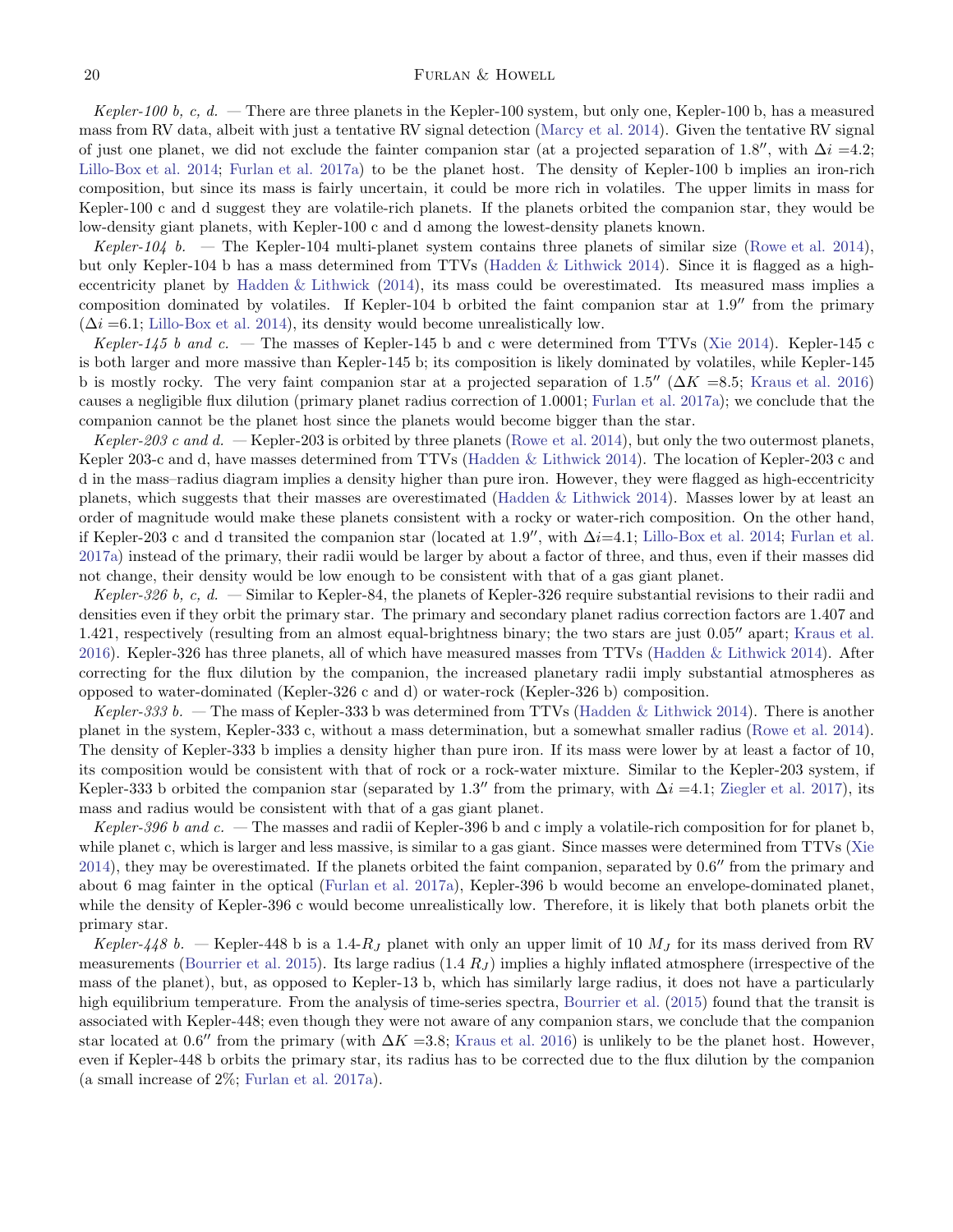*Kepler-100 b, c, d.* — There are three planets in the Kepler-100 system, but only one, Kepler-100 b, has a measured mass from RV data, albeit with just a tentative RV signal detection (Marcy et al. 2014). Given the tentative RV signal of just one planet, we did not exclude the fainter companion star (at a projected separation of 1.8″, with $\Delta i$ =4.2; Lillo-Box et al. 2014; Furlan et al. 2017a) to be the planet host. The density of Kepler-100 b implies an iron-rich composition, but since its mass is fairly uncertain, it could be more rich in volatiles. The upper limits in mass for Kepler-100 c and d suggest they are volatile-rich planets. If the planets orbited the companion star, they would be low-density giant planets, with Kepler-100 c and d among the lowest-density planets known.

*Kepler-104 b.* — The Kepler-104 multi-planet system contains three planets of similar size (Rowe et al. 2014), but only Kepler-104 b has a mass determined from TTVs (Hadden & Lithwick 2014). Since it is flagged as a high-eccentricity planet by Hadden & Lithwick (2014), its mass could be overestimated. Its measured mass implies a composition dominated by volatiles. If Kepler-104 b orbited the faint companion star at 1.9″ from the primary ($\Delta i$ =6.1; Lillo-Box et al. 2014), its density would become unrealistically low.

*Kepler-145 b and c.* — The masses of Kepler-145 b and c were determined from TTVs (Xie 2014). Kepler-145 c is both larger and more massive than Kepler-145 b; its composition is likely dominated by volatiles, while Kepler-145 b is mostly rocky. The very faint companion star at a projected separation of 1.5″ ($\Delta K$ =8.5; Kraus et al. 2016) causes a negligible flux dilution (primary planet radius correction of 1.0001; Furlan et al. 2017a); we conclude that the companion cannot be the planet host since the planets would become bigger than the star.

*Kepler-203 c and d.* — Kepler-203 is orbited by three planets (Rowe et al. 2014), but only the two outermost planets, Kepler 203-c and d, have masses determined from TTVs (Hadden & Lithwick 2014). The location of Kepler-203 c and d in the mass–radius diagram implies a density higher than pure iron. However, they were flagged as high-eccentricity planets, which suggests that their masses are overestimated (Hadden & Lithwick 2014). Masses lower by at least an order of magnitude would make these planets consistent with a rocky or water-rich composition. On the other hand, if Kepler-203 c and d transited the companion star (located at 1.9″, with $\Delta i$=4.1; Lillo-Box et al. 2014; Furlan et al. 2017a) instead of the primary, their radii would be larger by about a factor of three, and thus, even if their masses did not change, their density would be low enough to be consistent with that of a gas giant planet.

*Kepler-326 b, c, d.* — Similar to Kepler-84, the planets of Kepler-326 require substantial revisions to their radii and densities even if they orbit the primary star. The primary and secondary planet radius correction factors are 1.407 and 1.421, respectively (resulting from an almost equal-brightness binary; the two stars are just 0.05″ apart; Kraus et al. 2016). Kepler-326 has three planets, all of which have measured masses from TTVs (Hadden & Lithwick 2014). After correcting for the flux dilution by the companion, the increased planetary radii imply substantial atmospheres as opposed to water-dominated (Kepler-326 c and d) or water-rock (Kepler-326 b) composition.

*Kepler-333 b.* — The mass of Kepler-333 b was determined from TTVs (Hadden & Lithwick 2014). There is another planet in the system, Kepler-333 c, without a mass determination, but a somewhat smaller radius (Rowe et al. 2014). The density of Kepler-333 b implies a density higher than pure iron. If its mass were lower by at least a factor of 10, its composition would be consistent with that of rock or a rock-water mixture. Similar to the Kepler-203 system, if Kepler-333 b orbited the companion star (separated by 1.3″ from the primary, with $\Delta i$ =4.1; Ziegler et al. 2017), its mass and radius would be consistent with that of a gas giant planet.

*Kepler-396 b and c.* — The masses and radii of Kepler-396 b and c imply a volatile-rich composition for for planet b, while planet c, which is larger and less massive, is similar to a gas giant. Since masses were determined from TTVs (Xie 2014), they may be overestimated. If the planets orbited the faint companion, separated by 0.6″ from the primary and about 6 mag fainter in the optical (Furlan et al. 2017a), Kepler-396 b would become an envelope-dominated planet, while the density of Kepler-396 c would become unrealistically low. Therefore, it is likely that both planets orbit the primary star.

*Kepler-448 b.* — Kepler-448 b is a 1.4-$R_J$ planet with only an upper limit of 10 $M_J$ for its mass derived from RV measurements (Bourrier et al. 2015). Its large radius (1.4 $R_J$) implies a highly inflated atmosphere (irrespective of the mass of the planet), but, as opposed to Kepler-13 b, which has similarly large radius, it does not have a particularly high equilibrium temperature. From the analysis of time-series spectra, Bourrier et al. (2015) found that the transit is associated with Kepler-448; even though they were not aware of any companion stars, we conclude that the companion star located at 0.6″ from the primary (with $\Delta K$ =3.8; Kraus et al. 2016) is unlikely to be the planet host. However, even if Kepler-448 b orbits the primary star, its radius has to be corrected due to the flux dilution by the companion (a small increase of 2%; Furlan et al. 2017a).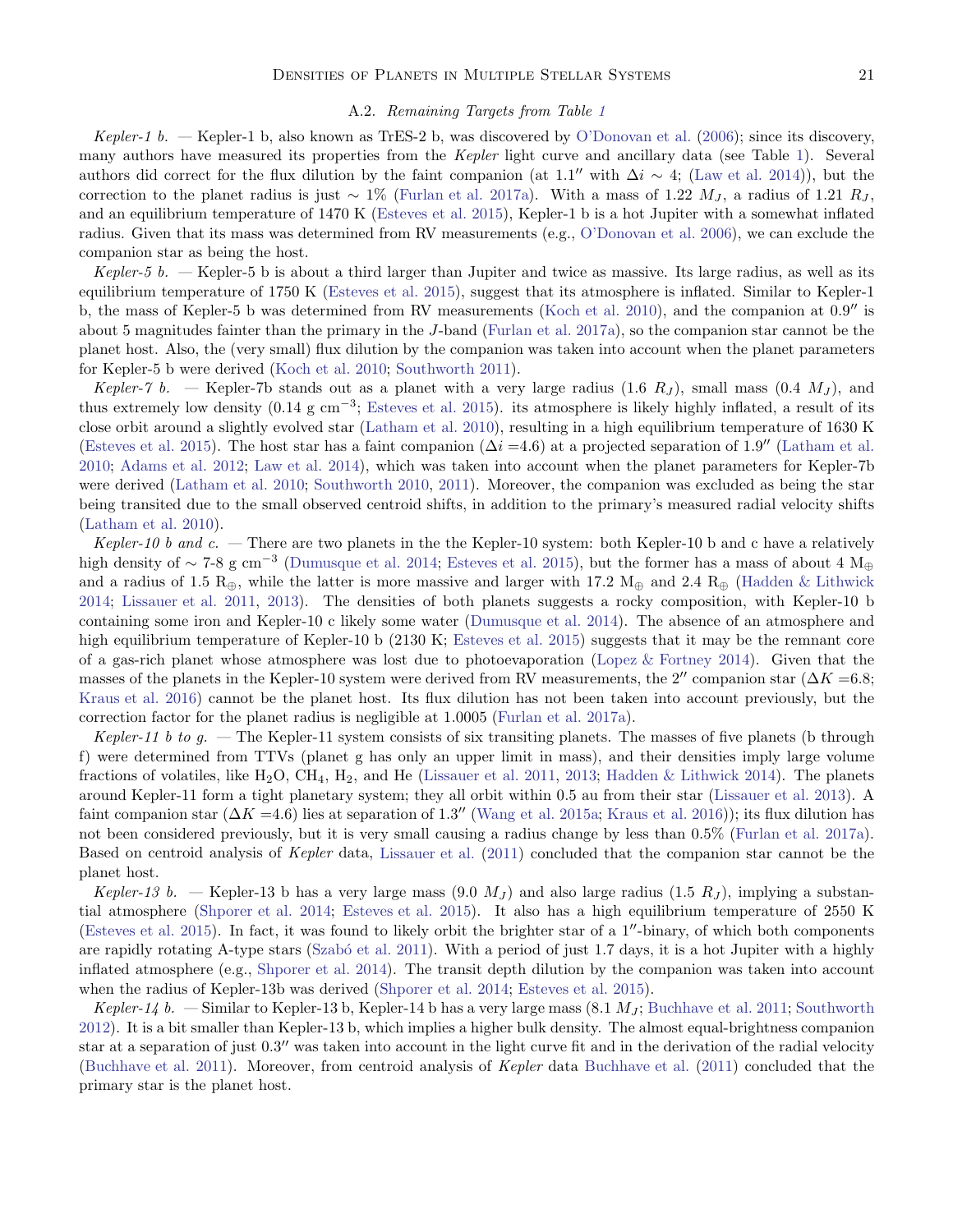### A.2. *Remaining Targets from Table 1*

*Kepler-1 b.* — Kepler-1 b, also known as TrES-2 b, was discovered by O'Donovan et al. (2006); since its discovery, many authors have measured its properties from the *Kepler* light curve and ancillary data (see Table 1). Several authors did correct for the flux dilution by the faint companion (at 1.1″ with $\Delta i \sim 4$; (Law et al. 2014)), but the correction to the planet radius is just $\sim 1\%$ (Furlan et al. 2017a). With a mass of 1.22 $M_J$, a radius of 1.21 $R_J$, and an equilibrium temperature of 1470 K (Esteves et al. 2015), Kepler-1 b is a hot Jupiter with a somewhat inflated radius. Given that its mass was determined from RV measurements (e.g., O'Donovan et al. 2006), we can exclude the companion star as being the host.

*Kepler-5 b.* — Kepler-5 b is about a third larger than Jupiter and twice as massive. Its large radius, as well as its equilibrium temperature of 1750 K (Esteves et al. 2015), suggest that its atmosphere is inflated. Similar to Kepler-1 b, the mass of Kepler-5 b was determined from RV measurements (Koch et al. 2010), and the companion at 0.9″ is about 5 magnitudes fainter than the primary in the $J$-band (Furlan et al. 2017a), so the companion star cannot be the planet host. Also, the (very small) flux dilution by the companion was taken into account when the planet parameters for Kepler-5 b were derived (Koch et al. 2010; Southworth 2011).

*Kepler-7 b.* — Kepler-7b stands out as a planet with a very large radius (1.6 $R_J$), small mass (0.4 $M_J$), and thus extremely low density (0.14 g cm$^{-3}$; Esteves et al. 2015). its atmosphere is likely highly inflated, a result of its close orbit around a slightly evolved star (Latham et al. 2010), resulting in a high equilibrium temperature of 1630 K (Esteves et al. 2015). The host star has a faint companion ($\Delta i$ =4.6) at a projected separation of 1.9″ (Latham et al. 2010; Adams et al. 2012; Law et al. 2014), which was taken into account when the planet parameters for Kepler-7b were derived (Latham et al. 2010; Southworth 2010, 2011). Moreover, the companion was excluded as being the star being transited due to the small observed centroid shifts, in addition to the primary's measured radial velocity shifts (Latham et al. 2010).

*Kepler-10 b and c.* — There are two planets in the the Kepler-10 system: both Kepler-10 b and c have a relatively high density of $\sim$ 7-8 g cm$^{-3}$ (Dumusque et al. 2014; Esteves et al. 2015), but the former has a mass of about 4 $M_\oplus$ and a radius of 1.5 $R_\oplus$, while the latter is more massive and larger with 17.2 $M_\oplus$ and 2.4 $R_\oplus$ (Hadden & Lithwick 2014; Lissauer et al. 2011, 2013). The densities of both planets suggests a rocky composition, with Kepler-10 b containing some iron and Kepler-10 c likely some water (Dumusque et al. 2014). The absence of an atmosphere and high equilibrium temperature of Kepler-10 b (2130 K; Esteves et al. 2015) suggests that it may be the remnant core of a gas-rich planet whose atmosphere was lost due to photoevaporation (Lopez & Fortney 2014). Given that the masses of the planets in the Kepler-10 system were derived from RV measurements, the 2″ companion star ($\Delta K$ =6.8; Kraus et al. 2016) cannot be the planet host. Its flux dilution has not been taken into account previously, but the correction factor for the planet radius is negligible at 1.0005 (Furlan et al. 2017a).

*Kepler-11 b to g.* — The Kepler-11 system consists of six transiting planets. The masses of five planets (b through f) were determined from TTVs (planet g has only an upper limit in mass), and their densities imply large volume fractions of volatiles, like $H_2O$, $CH_4$, $H_2$, and He (Lissauer et al. 2011, 2013; Hadden & Lithwick 2014). The planets around Kepler-11 form a tight planetary system; they all orbit within 0.5 au from their star (Lissauer et al. 2013). A faint companion star ($\Delta K$ =4.6) lies at separation of 1.3″ (Wang et al. 2015a; Kraus et al. 2016)); its flux dilution has not been considered previously, but it is very small causing a radius change by less than 0.5% (Furlan et al. 2017a). Based on centroid analysis of *Kepler* data, Lissauer et al. (2011) concluded that the companion star cannot be the planet host.

*Kepler-13 b.* — Kepler-13 b has a very large mass (9.0 $M_J$) and also large radius (1.5 $R_J$), implying a substantial atmosphere (Shporer et al. 2014; Esteves et al. 2015). It also has a high equilibrium temperature of 2550 K (Esteves et al. 2015). In fact, it was found to likely orbit the brighter star of a 1″-binary, of which both components are rapidly rotating A-type stars (Szabó et al. 2011). With a period of just 1.7 days, it is a hot Jupiter with a highly inflated atmosphere (e.g., Shporer et al. 2014). The transit depth dilution by the companion was taken into account when the radius of Kepler-13b was derived (Shporer et al. 2014; Esteves et al. 2015).

*Kepler-14 b.* — Similar to Kepler-13 b, Kepler-14 b has a very large mass (8.1 $M_J$; Buchhave et al. 2011; Southworth 2012). It is a bit smaller than Kepler-13 b, which implies a higher bulk density. The almost equal-brightness companion star at a separation of just 0.3″ was taken into account in the light curve fit and in the derivation of the radial velocity (Buchhave et al. 2011). Moreover, from centroid analysis of *Kepler* data Buchhave et al. (2011) concluded that the primary star is the planet host.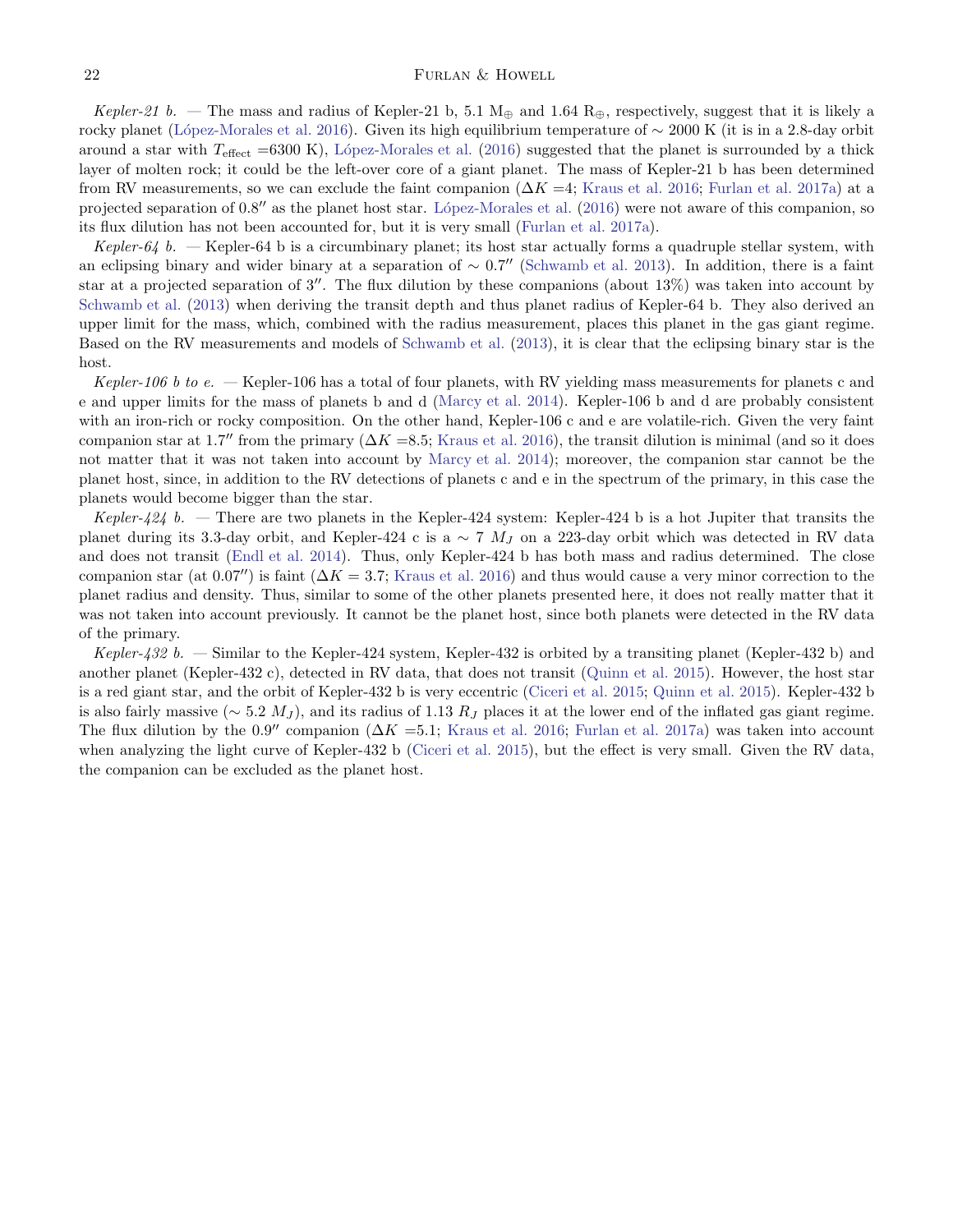*Kepler-21 b.* — The mass and radius of Kepler-21 b, 5.1 $M_\oplus$ and 1.64 $R_\oplus$, respectively, suggest that it is likely a rocky planet (López-Morales et al. 2016). Given its high equilibrium temperature of $\sim$ 2000 K (it is in a 2.8-day orbit around a star with $T_{\rm effect}$ =6300 K), López-Morales et al. (2016) suggested that the planet is surrounded by a thick layer of molten rock; it could be the left-over core of a giant planet. The mass of Kepler-21 b has been determined from RV measurements, so we can exclude the faint companion ($\Delta K$ =4; Kraus et al. 2016; Furlan et al. 2017a) at a projected separation of 0.8″ as the planet host star. López-Morales et al. (2016) were not aware of this companion, so its flux dilution has not been accounted for, but it is very small (Furlan et al. 2017a).

*Kepler-64 b.* — Kepler-64 b is a circumbinary planet; its host star actually forms a quadruple stellar system, with an eclipsing binary and wider binary at a separation of $\sim$ 0.7″ (Schwamb et al. 2013). In addition, there is a faint star at a projected separation of 3″. The flux dilution by these companions (about 13%) was taken into account by Schwamb et al. (2013) when deriving the transit depth and thus planet radius of Kepler-64 b. They also derived an upper limit for the mass, which, combined with the radius measurement, places this planet in the gas giant regime. Based on the RV measurements and models of Schwamb et al. (2013), it is clear that the eclipsing binary star is the host.

*Kepler-106 b to e.* — Kepler-106 has a total of four planets, with RV yielding mass measurements for planets c and e and upper limits for the mass of planets b and d (Marcy et al. 2014). Kepler-106 b and d are probably consistent with an iron-rich or rocky composition. On the other hand, Kepler-106 c and e are volatile-rich. Given the very faint companion star at 1.7″ from the primary ($\Delta K$ =8.5; Kraus et al. 2016), the transit dilution is minimal (and so it does not matter that it was not taken into account by Marcy et al. 2014); moreover, the companion star cannot be the planet host, since, in addition to the RV detections of planets c and e in the spectrum of the primary, in this case the planets would become bigger than the star.

*Kepler-424 b.* — There are two planets in the Kepler-424 system: Kepler-424 b is a hot Jupiter that transits the planet during its 3.3-day orbit, and Kepler-424 c is a $\sim$ 7 $M_J$ on a 223-day orbit which was detected in RV data and does not transit (Endl et al. 2014). Thus, only Kepler-424 b has both mass and radius determined. The close companion star (at 0.07″) is faint ($\Delta K$ = 3.7; Kraus et al. 2016) and thus would cause a very minor correction to the planet radius and density. Thus, similar to some of the other planets presented here, it does not really matter that it was not taken into account previously. It cannot be the planet host, since both planets were detected in the RV data of the primary.

*Kepler-432 b.* — Similar to the Kepler-424 system, Kepler-432 is orbited by a transiting planet (Kepler-432 b) and another planet (Kepler-432 c), detected in RV data, that does not transit (Quinn et al. 2015). However, the host star is a red giant star, and the orbit of Kepler-432 b is very eccentric (Ciceri et al. 2015; Quinn et al. 2015). Kepler-432 b is also fairly massive ($\sim$ 5.2 $M_J$), and its radius of 1.13 $R_J$ places it at the lower end of the inflated gas giant regime. The flux dilution by the 0.9″ companion ($\Delta K$ =5.1; Kraus et al. 2016; Furlan et al. 2017a) was taken into account when analyzing the light curve of Kepler-432 b (Ciceri et al. 2015), but the effect is very small. Given the RV data, the companion can be excluded as the planet host.